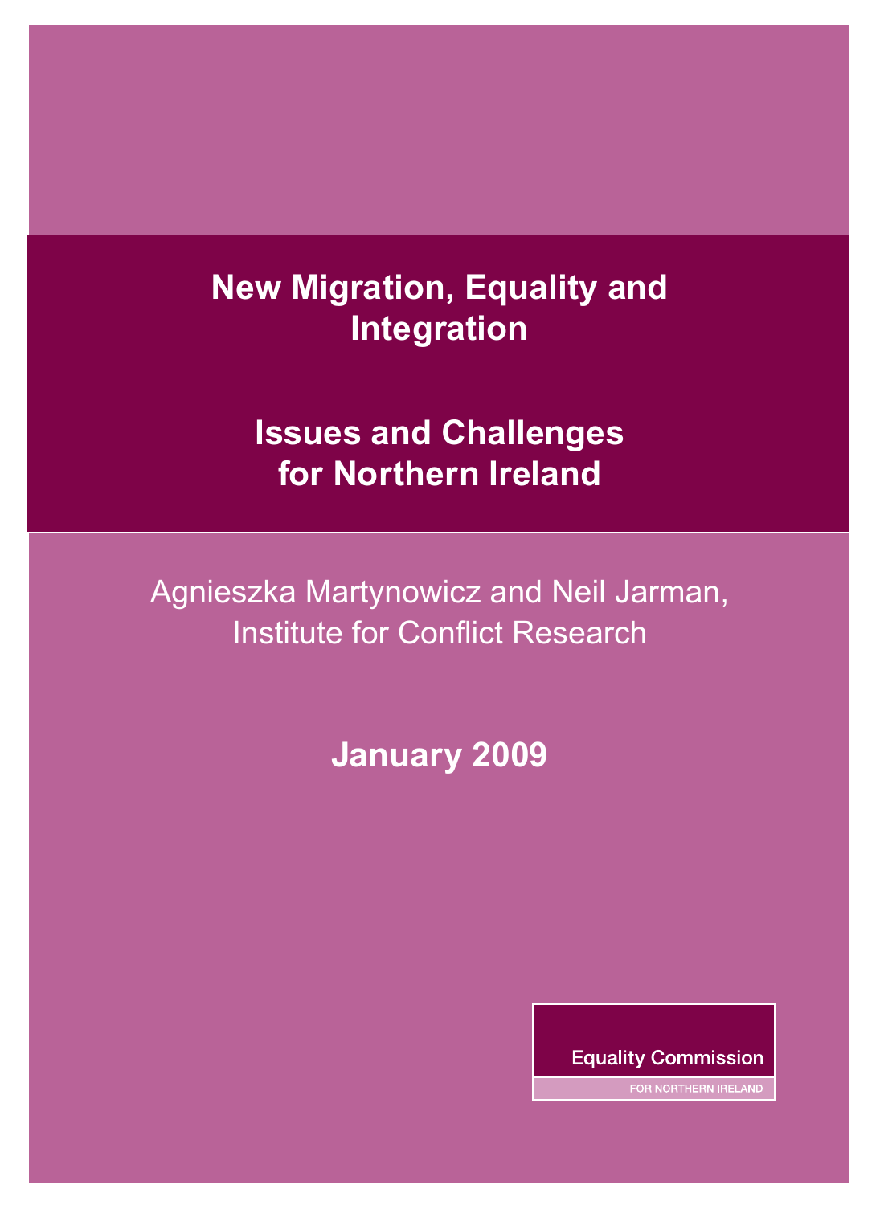# New Migration, Equality and Integration

## Issues and Challenges for Northern Ireland

Agnieszka Martynowicz and Neil Jarman,
Institute for Conflict Research

**January 2009**

Equality Commission

FOR NORTHERN IRELAND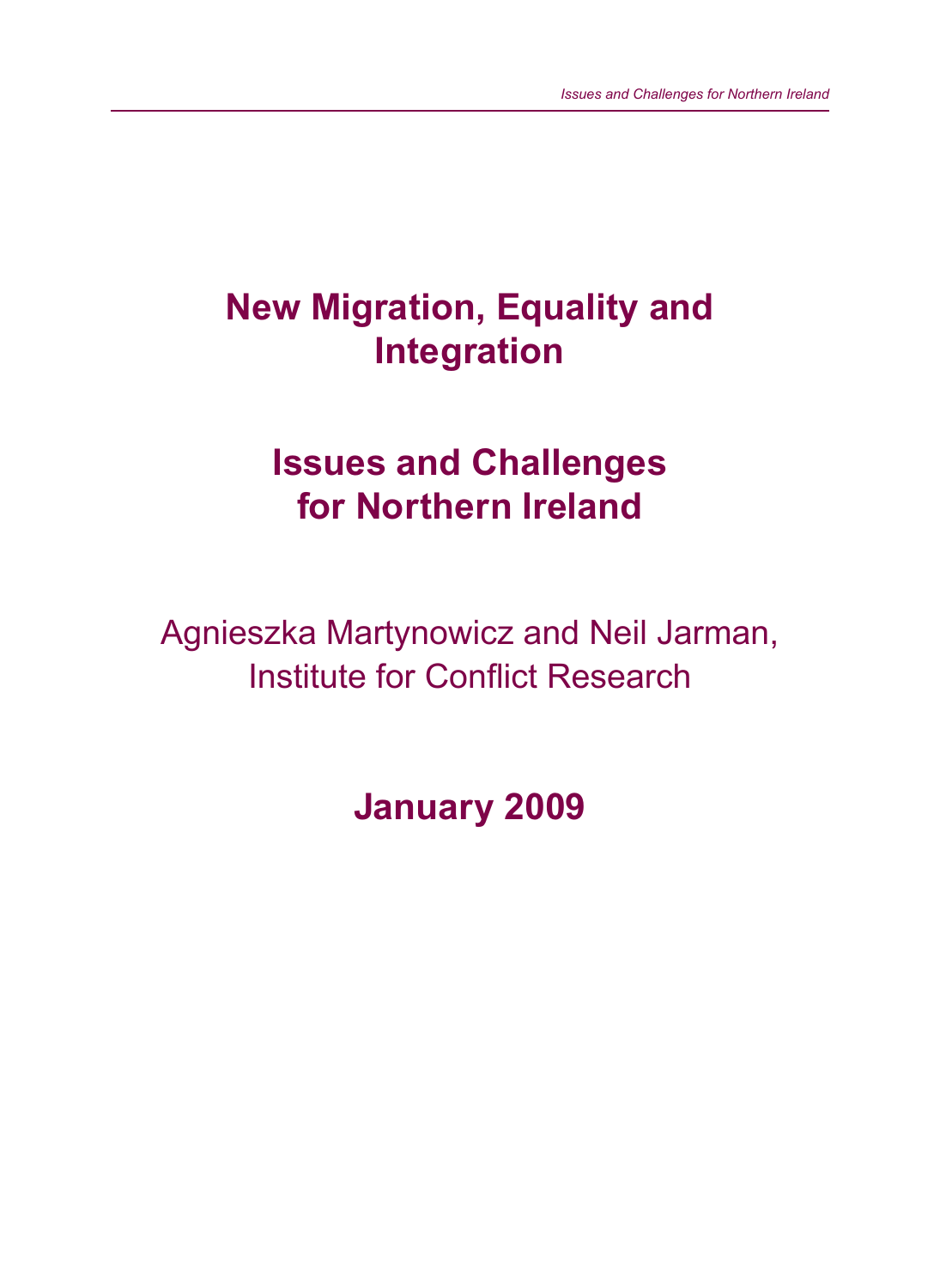# New Migration, Equality and Integration

# Issues and Challenges for Northern Ireland

Agnieszka Martynowicz and Neil Jarman, Institute for Conflict Research

**January 2009**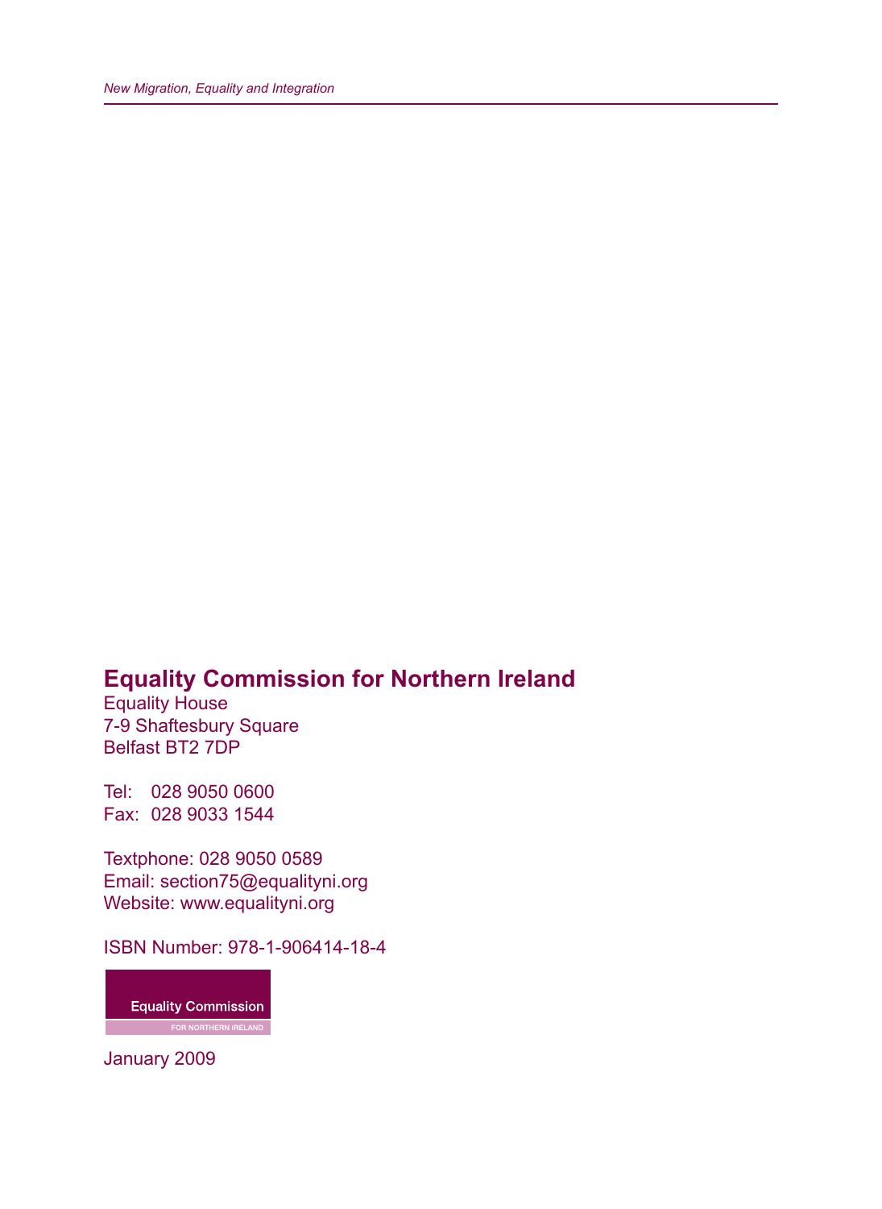**Equality Commission for Northern Ireland**

Equality House
7-9 Shaftesbury Square
Belfast BT2 7DP

Tel: 028 9050 0600
Fax: 028 9033 1544

Textphone: 028 9050 0589
Email: section75@equalityni.org
Website: www.equalityni.org

ISBN Number: 978-1-906414-18-4

Equality Commission
FOR NORTHERN IRELAND

January 2009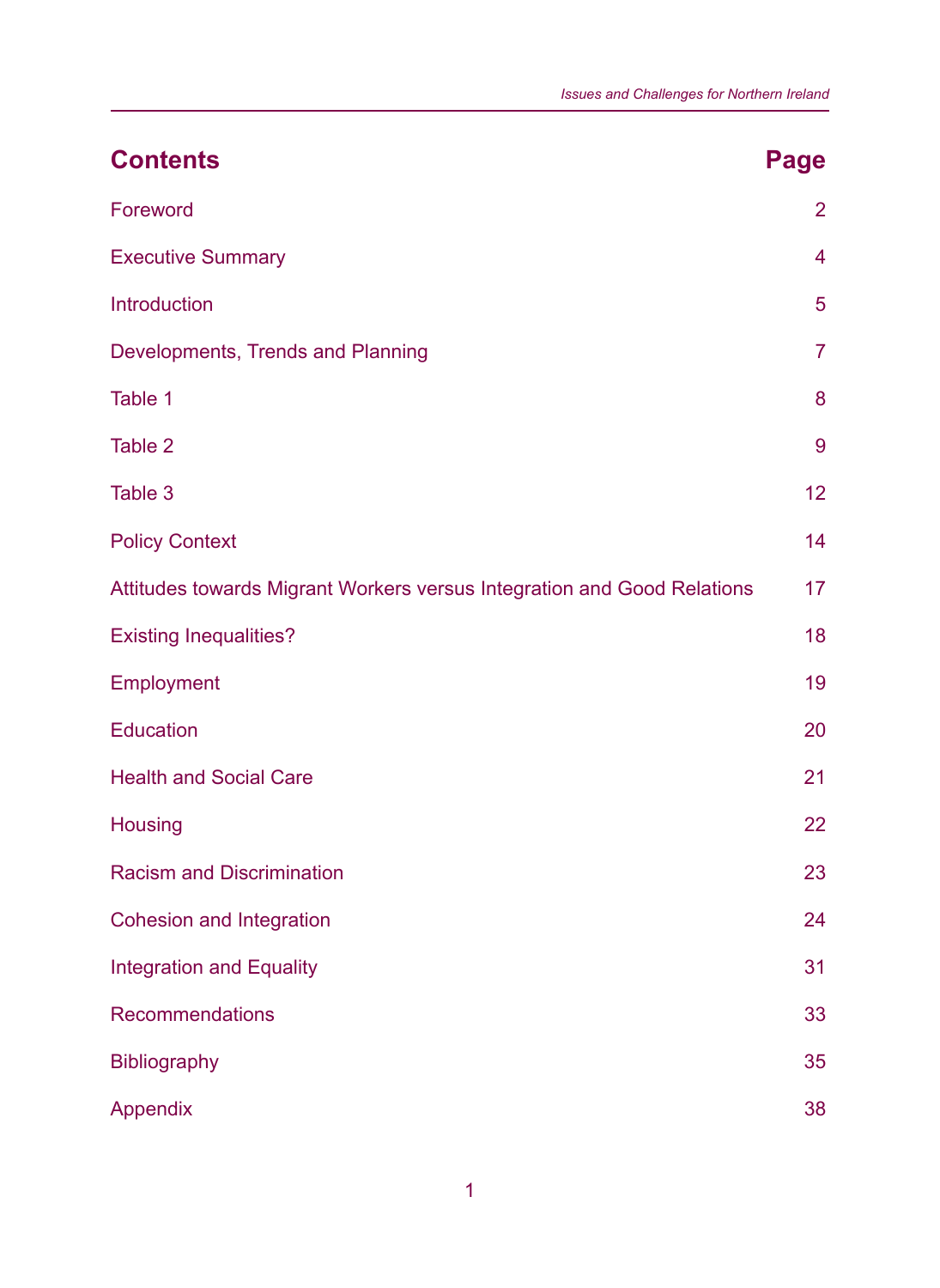## Contents

| Contents | Page |
|---|---|
| Foreword | 2 |
| Executive Summary | 4 |
| Introduction | 5 |
| Developments, Trends and Planning | 7 |
| Table 1 | 8 |
| Table 2 | 9 |
| Table 3 | 12 |
| Policy Context | 14 |
| Attitudes towards Migrant Workers versus Integration and Good Relations | 17 |
| Existing Inequalities? | 18 |
| Employment | 19 |
| Education | 20 |
| Health and Social Care | 21 |
| Housing | 22 |
| Racism and Discrimination | 23 |
| Cohesion and Integration | 24 |
| Integration and Equality | 31 |
| Recommendations | 33 |
| Bibliography | 35 |
| Appendix | 38 |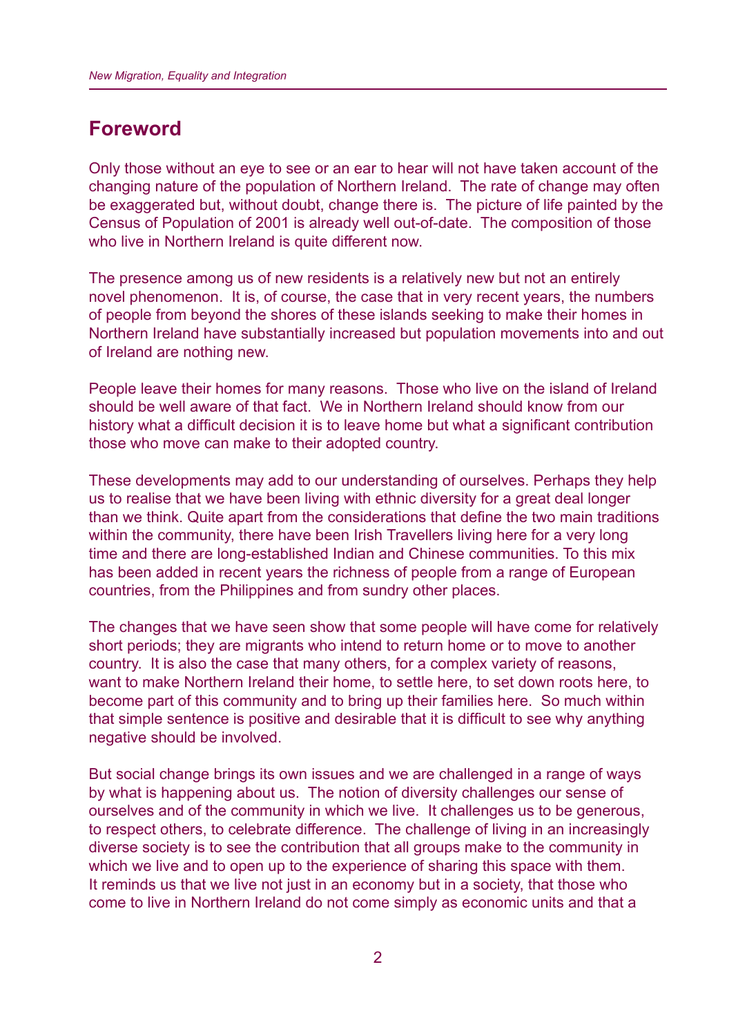## Foreword

Only those without an eye to see or an ear to hear will not have taken account of the changing nature of the population of Northern Ireland. The rate of change may often be exaggerated but, without doubt, change there is. The picture of life painted by the Census of Population of 2001 is already well out-of-date. The composition of those who live in Northern Ireland is quite different now.

The presence among us of new residents is a relatively new but not an entirely novel phenomenon. It is, of course, the case that in very recent years, the numbers of people from beyond the shores of these islands seeking to make their homes in Northern Ireland have substantially increased but population movements into and out of Ireland are nothing new.

People leave their homes for many reasons. Those who live on the island of Ireland should be well aware of that fact. We in Northern Ireland should know from our history what a difficult decision it is to leave home but what a significant contribution those who move can make to their adopted country.

These developments may add to our understanding of ourselves. Perhaps they help us to realise that we have been living with ethnic diversity for a great deal longer than we think. Quite apart from the considerations that define the two main traditions within the community, there have been Irish Travellers living here for a very long time and there are long-established Indian and Chinese communities. To this mix has been added in recent years the richness of people from a range of European countries, from the Philippines and from sundry other places.

The changes that we have seen show that some people will have come for relatively short periods; they are migrants who intend to return home or to move to another country. It is also the case that many others, for a complex variety of reasons, want to make Northern Ireland their home, to settle here, to set down roots here, to become part of this community and to bring up their families here. So much within that simple sentence is positive and desirable that it is difficult to see why anything negative should be involved.

But social change brings its own issues and we are challenged in a range of ways by what is happening about us. The notion of diversity challenges our sense of ourselves and of the community in which we live. It challenges us to be generous, to respect others, to celebrate difference. The challenge of living in an increasingly diverse society is to see the contribution that all groups make to the community in which we live and to open up to the experience of sharing this space with them. It reminds us that we live not just in an economy but in a society, that those who come to live in Northern Ireland do not come simply as economic units and that a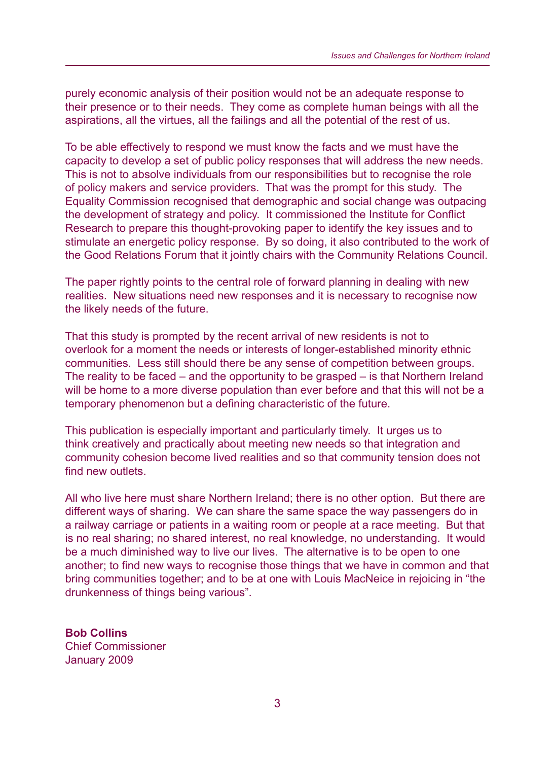purely economic analysis of their position would not be an adequate response to their presence or to their needs. They come as complete human beings with all the aspirations, all the virtues, all the failings and all the potential of the rest of us.

To be able effectively to respond we must know the facts and we must have the capacity to develop a set of public policy responses that will address the new needs. This is not to absolve individuals from our responsibilities but to recognise the role of policy makers and service providers. That was the prompt for this study. The Equality Commission recognised that demographic and social change was outpacing the development of strategy and policy. It commissioned the Institute for Conflict Research to prepare this thought-provoking paper to identify the key issues and to stimulate an energetic policy response. By so doing, it also contributed to the work of the Good Relations Forum that it jointly chairs with the Community Relations Council.

The paper rightly points to the central role of forward planning in dealing with new realities. New situations need new responses and it is necessary to recognise now the likely needs of the future.

That this study is prompted by the recent arrival of new residents is not to overlook for a moment the needs or interests of longer-established minority ethnic communities. Less still should there be any sense of competition between groups. The reality to be faced – and the opportunity to be grasped – is that Northern Ireland will be home to a more diverse population than ever before and that this will not be a temporary phenomenon but a defining characteristic of the future.

This publication is especially important and particularly timely. It urges us to think creatively and practically about meeting new needs so that integration and community cohesion become lived realities and so that community tension does not find new outlets.

All who live here must share Northern Ireland; there is no other option. But there are different ways of sharing. We can share the same space the way passengers do in a railway carriage or patients in a waiting room or people at a race meeting. But that is no real sharing; no shared interest, no real knowledge, no understanding. It would be a much diminished way to live our lives. The alternative is to be open to one another; to find new ways to recognise those things that we have in common and that bring communities together; and to be at one with Louis MacNeice in rejoicing in "the drunkenness of things being various".

**Bob Collins**
Chief Commissioner
January 2009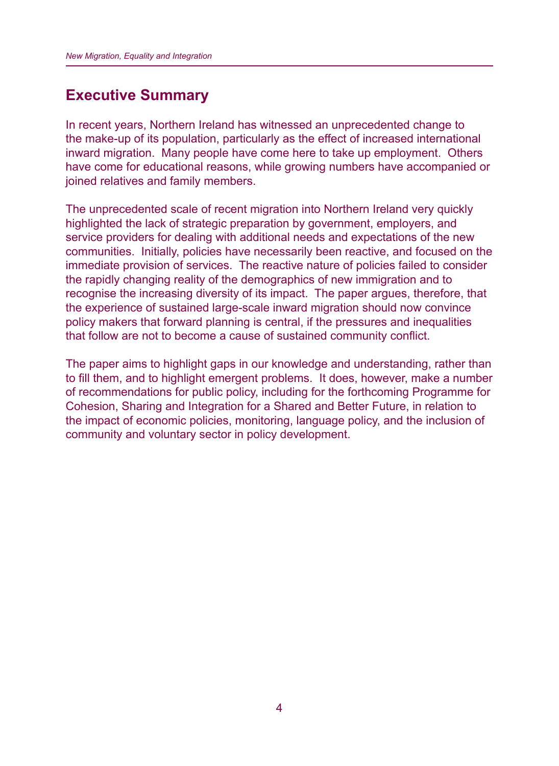## Executive Summary

In recent years, Northern Ireland has witnessed an unprecedented change to the make-up of its population, particularly as the effect of increased international inward migration. Many people have come here to take up employment. Others have come for educational reasons, while growing numbers have accompanied or joined relatives and family members.

The unprecedented scale of recent migration into Northern Ireland very quickly highlighted the lack of strategic preparation by government, employers, and service providers for dealing with additional needs and expectations of the new communities. Initially, policies have necessarily been reactive, and focused on the immediate provision of services. The reactive nature of policies failed to consider the rapidly changing reality of the demographics of new immigration and to recognise the increasing diversity of its impact. The paper argues, therefore, that the experience of sustained large-scale inward migration should now convince policy makers that forward planning is central, if the pressures and inequalities that follow are not to become a cause of sustained community conflict.

The paper aims to highlight gaps in our knowledge and understanding, rather than to fill them, and to highlight emergent problems. It does, however, make a number of recommendations for public policy, including for the forthcoming Programme for Cohesion, Sharing and Integration for a Shared and Better Future, in relation to the impact of economic policies, monitoring, language policy, and the inclusion of community and voluntary sector in policy development.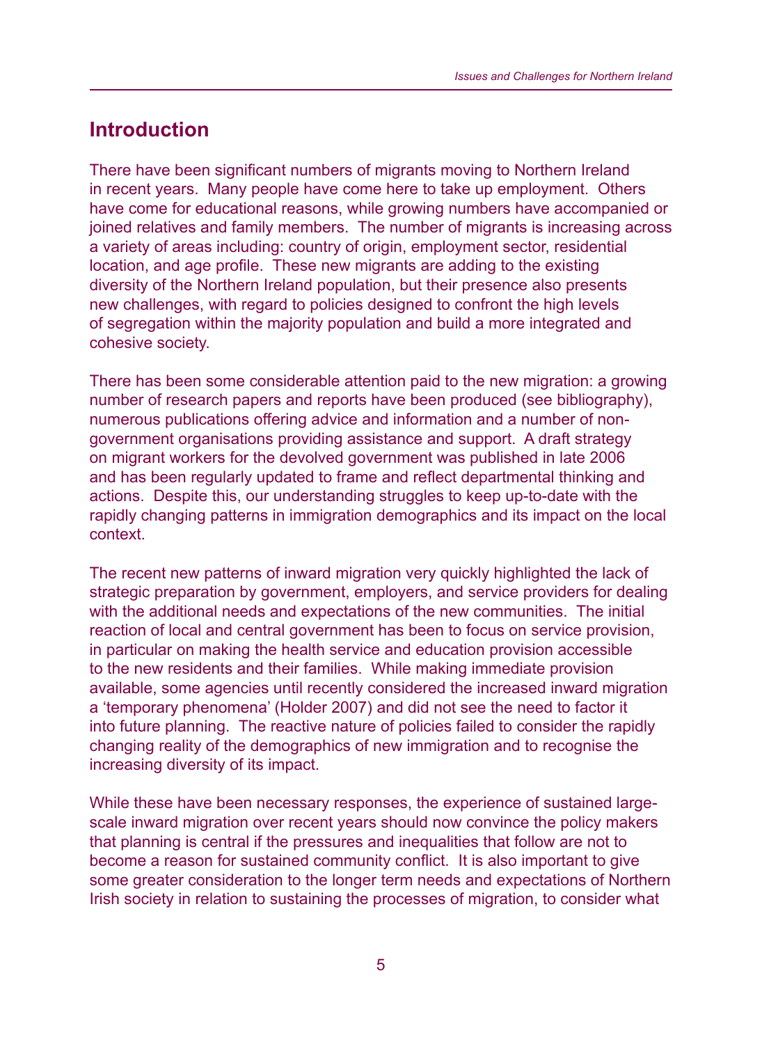## Introduction

There have been significant numbers of migrants moving to Northern Ireland in recent years. Many people have come here to take up employment. Others have come for educational reasons, while growing numbers have accompanied or joined relatives and family members. The number of migrants is increasing across a variety of areas including: country of origin, employment sector, residential location, and age profile. These new migrants are adding to the existing diversity of the Northern Ireland population, but their presence also presents new challenges, with regard to policies designed to confront the high levels of segregation within the majority population and build a more integrated and cohesive society.

There has been some considerable attention paid to the new migration: a growing number of research papers and reports have been produced (see bibliography), numerous publications offering advice and information and a number of non-government organisations providing assistance and support. A draft strategy on migrant workers for the devolved government was published in late 2006 and has been regularly updated to frame and reflect departmental thinking and actions. Despite this, our understanding struggles to keep up-to-date with the rapidly changing patterns in immigration demographics and its impact on the local context.

The recent new patterns of inward migration very quickly highlighted the lack of strategic preparation by government, employers, and service providers for dealing with the additional needs and expectations of the new communities. The initial reaction of local and central government has been to focus on service provision, in particular on making the health service and education provision accessible to the new residents and their families. While making immediate provision available, some agencies until recently considered the increased inward migration a 'temporary phenomena' (Holder 2007) and did not see the need to factor it into future planning. The reactive nature of policies failed to consider the rapidly changing reality of the demographics of new immigration and to recognise the increasing diversity of its impact.

While these have been necessary responses, the experience of sustained large-scale inward migration over recent years should now convince the policy makers that planning is central if the pressures and inequalities that follow are not to become a reason for sustained community conflict. It is also important to give some greater consideration to the longer term needs and expectations of Northern Irish society in relation to sustaining the processes of migration, to consider what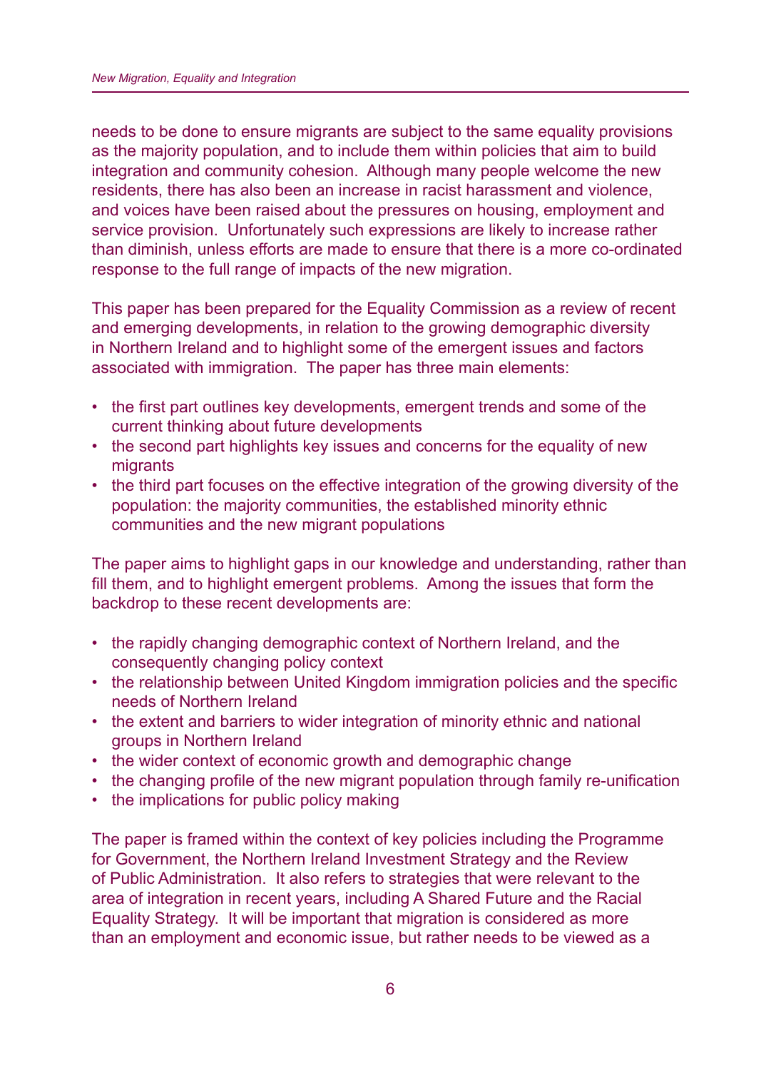needs to be done to ensure migrants are subject to the same equality provisions as the majority population, and to include them within policies that aim to build integration and community cohesion. Although many people welcome the new residents, there has also been an increase in racist harassment and violence, and voices have been raised about the pressures on housing, employment and service provision. Unfortunately such expressions are likely to increase rather than diminish, unless efforts are made to ensure that there is a more co-ordinated response to the full range of impacts of the new migration.

This paper has been prepared for the Equality Commission as a review of recent and emerging developments, in relation to the growing demographic diversity in Northern Ireland and to highlight some of the emergent issues and factors associated with immigration. The paper has three main elements:

- the first part outlines key developments, emergent trends and some of the current thinking about future developments
- the second part highlights key issues and concerns for the equality of new migrants
- the third part focuses on the effective integration of the growing diversity of the population: the majority communities, the established minority ethnic communities and the new migrant populations

The paper aims to highlight gaps in our knowledge and understanding, rather than fill them, and to highlight emergent problems. Among the issues that form the backdrop to these recent developments are:

- the rapidly changing demographic context of Northern Ireland, and the consequently changing policy context
- the relationship between United Kingdom immigration policies and the specific needs of Northern Ireland
- the extent and barriers to wider integration of minority ethnic and national groups in Northern Ireland
- the wider context of economic growth and demographic change
- the changing profile of the new migrant population through family re-unification
- the implications for public policy making

The paper is framed within the context of key policies including the Programme for Government, the Northern Ireland Investment Strategy and the Review of Public Administration. It also refers to strategies that were relevant to the area of integration in recent years, including A Shared Future and the Racial Equality Strategy. It will be important that migration is considered as more than an employment and economic issue, but rather needs to be viewed as a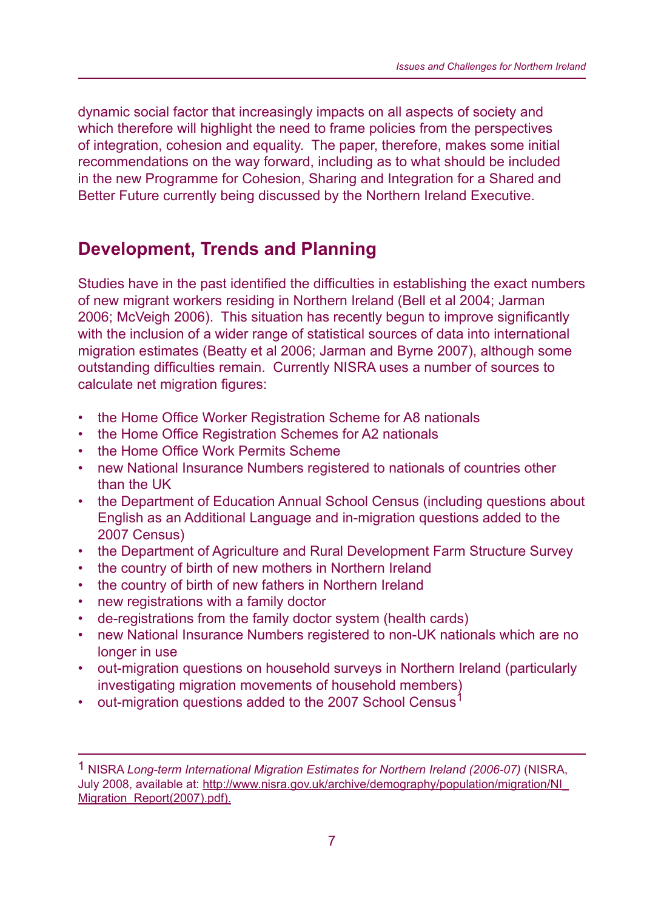dynamic social factor that increasingly impacts on all aspects of society and which therefore will highlight the need to frame policies from the perspectives of integration, cohesion and equality. The paper, therefore, makes some initial recommendations on the way forward, including as to what should be included in the new Programme for Cohesion, Sharing and Integration for a Shared and Better Future currently being discussed by the Northern Ireland Executive.

## Development, Trends and Planning

Studies have in the past identified the difficulties in establishing the exact numbers of new migrant workers residing in Northern Ireland (Bell et al 2004; Jarman 2006; McVeigh 2006). This situation has recently begun to improve significantly with the inclusion of a wider range of statistical sources of data into international migration estimates (Beatty et al 2006; Jarman and Byrne 2007), although some outstanding difficulties remain. Currently NISRA uses a number of sources to calculate net migration figures:

- the Home Office Worker Registration Scheme for A8 nationals
- the Home Office Registration Schemes for A2 nationals
- the Home Office Work Permits Scheme
- new National Insurance Numbers registered to nationals of countries other than the UK
- the Department of Education Annual School Census (including questions about English as an Additional Language and in-migration questions added to the 2007 Census)
- the Department of Agriculture and Rural Development Farm Structure Survey
- the country of birth of new mothers in Northern Ireland
- the country of birth of new fathers in Northern Ireland
- new registrations with a family doctor
- de-registrations from the family doctor system (health cards)
- new National Insurance Numbers registered to non-UK nationals which are no longer in use
- out-migration questions on household surveys in Northern Ireland (particularly investigating migration movements of household members)
- out-migration questions added to the 2007 School Census[1]

---

[1] NISRA *Long-term International Migration Estimates for Northern Ireland (2006-07)* (NISRA, July 2008, available at: http://www.nisra.gov.uk/archive/demography/population/migration/NI_Migration_Report(2007).pdf).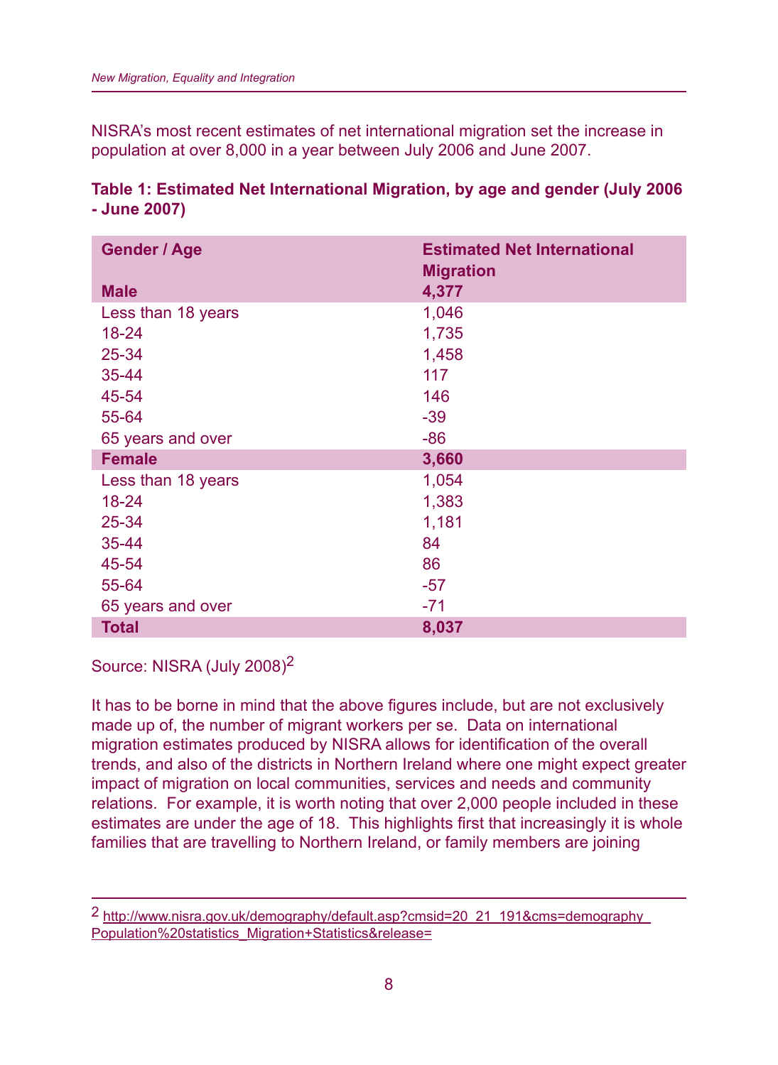NISRA's most recent estimates of net international migration set the increase in population at over 8,000 in a year between July 2006 and June 2007.

**Table 1: Estimated Net International Migration, by age and gender (July 2006 - June 2007)**

| Gender / Age | Estimated Net International Migration |
|---|---|
| **Male** | **4,377** |
| Less than 18 years | 1,046 |
| 18-24 | 1,735 |
| 25-34 | 1,458 |
| 35-44 | 117 |
| 45-54 | 146 |
| 55-64 | -39 |
| 65 years and over | -86 |
| **Female** | **3,660** |
| Less than 18 years | 1,054 |
| 18-24 | 1,383 |
| 25-34 | 1,181 |
| 35-44 | 84 |
| 45-54 | 86 |
| 55-64 | -57 |
| 65 years and over | -71 |
| **Total** | **8,037** |

Source: NISRA (July 2008)[2]

It has to be borne in mind that the above figures include, but are not exclusively made up of, the number of migrant workers per se. Data on international migration estimates produced by NISRA allows for identification of the overall trends, and also of the districts in Northern Ireland where one might expect greater impact of migration on local communities, services and needs and community relations. For example, it is worth noting that over 2,000 people included in these estimates are under the age of 18. This highlights first that increasingly it is whole families that are travelling to Northern Ireland, or family members are joining

---

[2] http://www.nisra.gov.uk/demography/default.asp?cmsid=20_21_191&cms=demography_Population%20statistics_Migration+Statistics&release=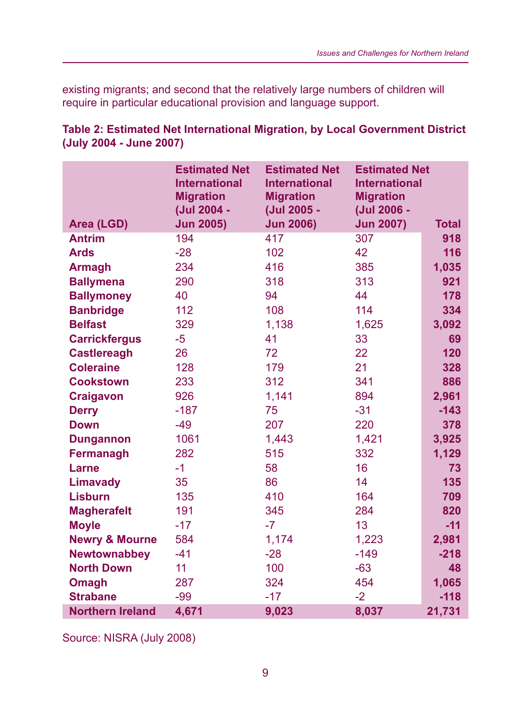existing migrants; and second that the relatively large numbers of children will require in particular educational provision and language support.

**Table 2: Estimated Net International Migration, by Local Government District (July 2004 - June 2007)**

| Area (LGD) | Estimated Net International Migration (Jul 2004 - Jun 2005) | Estimated Net International Migration (Jul 2005 - Jun 2006) | Estimated Net International Migration (Jul 2006 - Jun 2007) | Total |
|---|---|---|---|---|
| **Antrim** | 194 | 417 | 307 | **918** |
| **Ards** | -28 | 102 | 42 | **116** |
| **Armagh** | 234 | 416 | 385 | **1,035** |
| **Ballymena** | 290 | 318 | 313 | **921** |
| **Ballymoney** | 40 | 94 | 44 | **178** |
| **Banbridge** | 112 | 108 | 114 | **334** |
| **Belfast** | 329 | 1,138 | 1,625 | **3,092** |
| **Carrickfergus** | -5 | 41 | 33 | **69** |
| **Castlereagh** | 26 | 72 | 22 | **120** |
| **Coleraine** | 128 | 179 | 21 | **328** |
| **Cookstown** | 233 | 312 | 341 | **886** |
| **Craigavon** | 926 | 1,141 | 894 | **2,961** |
| **Derry** | -187 | 75 | -31 | **-143** |
| **Down** | -49 | 207 | 220 | **378** |
| **Dungannon** | 1061 | 1,443 | 1,421 | **3,925** |
| **Fermanagh** | 282 | 515 | 332 | **1,129** |
| **Larne** | -1 | 58 | 16 | **73** |
| **Limavady** | 35 | 86 | 14 | **135** |
| **Lisburn** | 135 | 410 | 164 | **709** |
| **Magherafelt** | 191 | 345 | 284 | **820** |
| **Moyle** | -17 | -7 | 13 | **-11** |
| **Newry & Mourne** | 584 | 1,174 | 1,223 | **2,981** |
| **Newtownabbey** | -41 | -28 | -149 | **-218** |
| **North Down** | 11 | 100 | -63 | **48** |
| **Omagh** | 287 | 324 | 454 | **1,065** |
| **Strabane** | -99 | -17 | -2 | **-118** |
| **Northern Ireland** | **4,671** | **9,023** | **8,037** | **21,731** |

Source: NISRA (July 2008)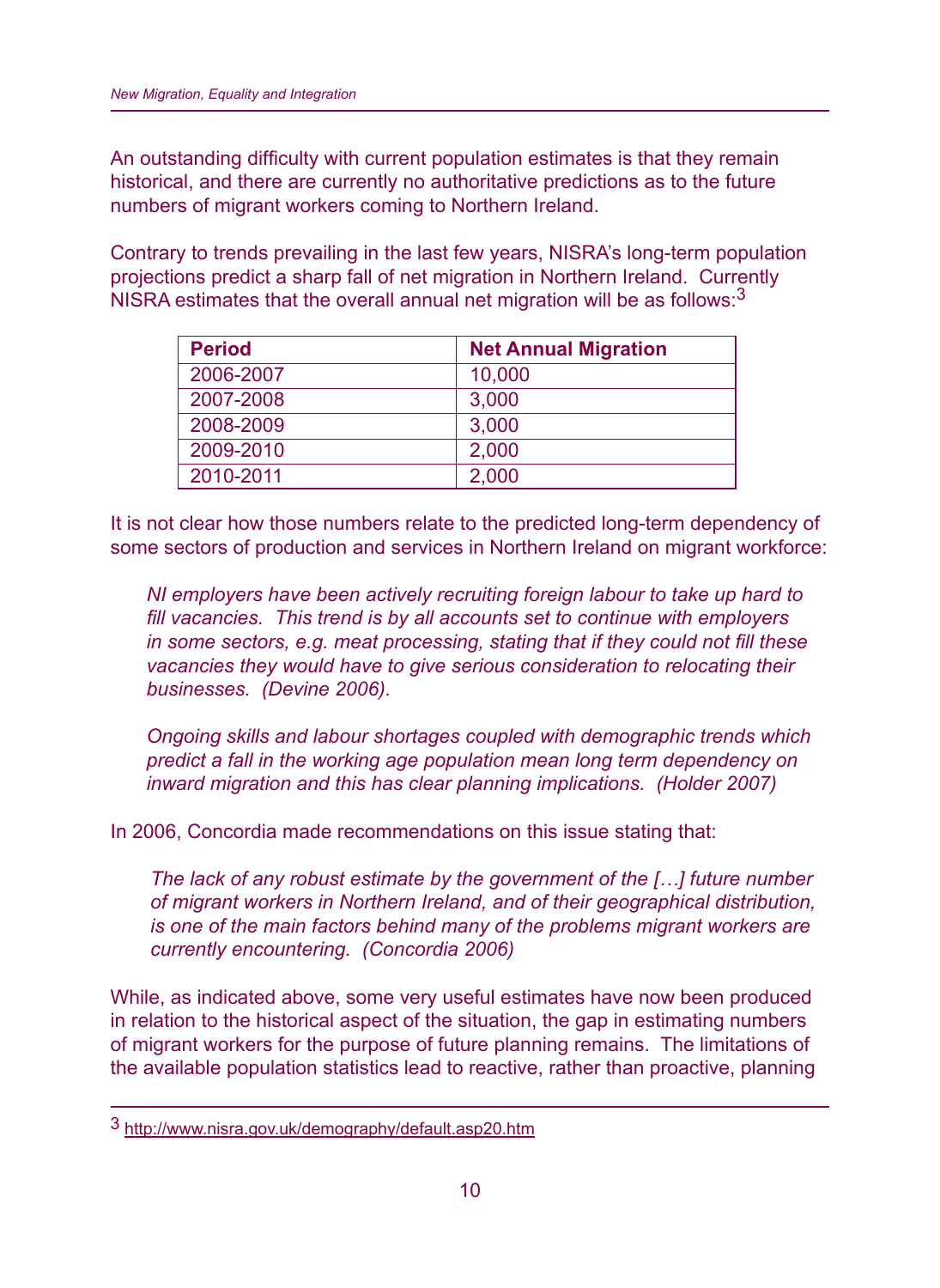An outstanding difficulty with current population estimates is that they remain historical, and there are currently no authoritative predictions as to the future numbers of migrant workers coming to Northern Ireland.

Contrary to trends prevailing in the last few years, NISRA's long-term population projections predict a sharp fall of net migration in Northern Ireland. Currently NISRA estimates that the overall annual net migration will be as follows:[3]

| Period | Net Annual Migration |
|---|---|
| 2006-2007 | 10,000 |
| 2007-2008 | 3,000 |
| 2008-2009 | 3,000 |
| 2009-2010 | 2,000 |
| 2010-2011 | 2,000 |

It is not clear how those numbers relate to the predicted long-term dependency of some sectors of production and services in Northern Ireland on migrant workforce:

> *NI employers have been actively recruiting foreign labour to take up hard to fill vacancies. This trend is by all accounts set to continue with employers in some sectors, e.g. meat processing, stating that if they could not fill these vacancies they would have to give serious consideration to relocating their businesses. (Devine 2006).*

> *Ongoing skills and labour shortages coupled with demographic trends which predict a fall in the working age population mean long term dependency on inward migration and this has clear planning implications. (Holder 2007)*

In 2006, Concordia made recommendations on this issue stating that:

> *The lack of any robust estimate by the government of the […] future number of migrant workers in Northern Ireland, and of their geographical distribution, is one of the main factors behind many of the problems migrant workers are currently encountering. (Concordia 2006)*

While, as indicated above, some very useful estimates have now been produced in relation to the historical aspect of the situation, the gap in estimating numbers of migrant workers for the purpose of future planning remains. The limitations of the available population statistics lead to reactive, rather than proactive, planning

---

[3] http://www.nisra.gov.uk/demography/default.asp20.htm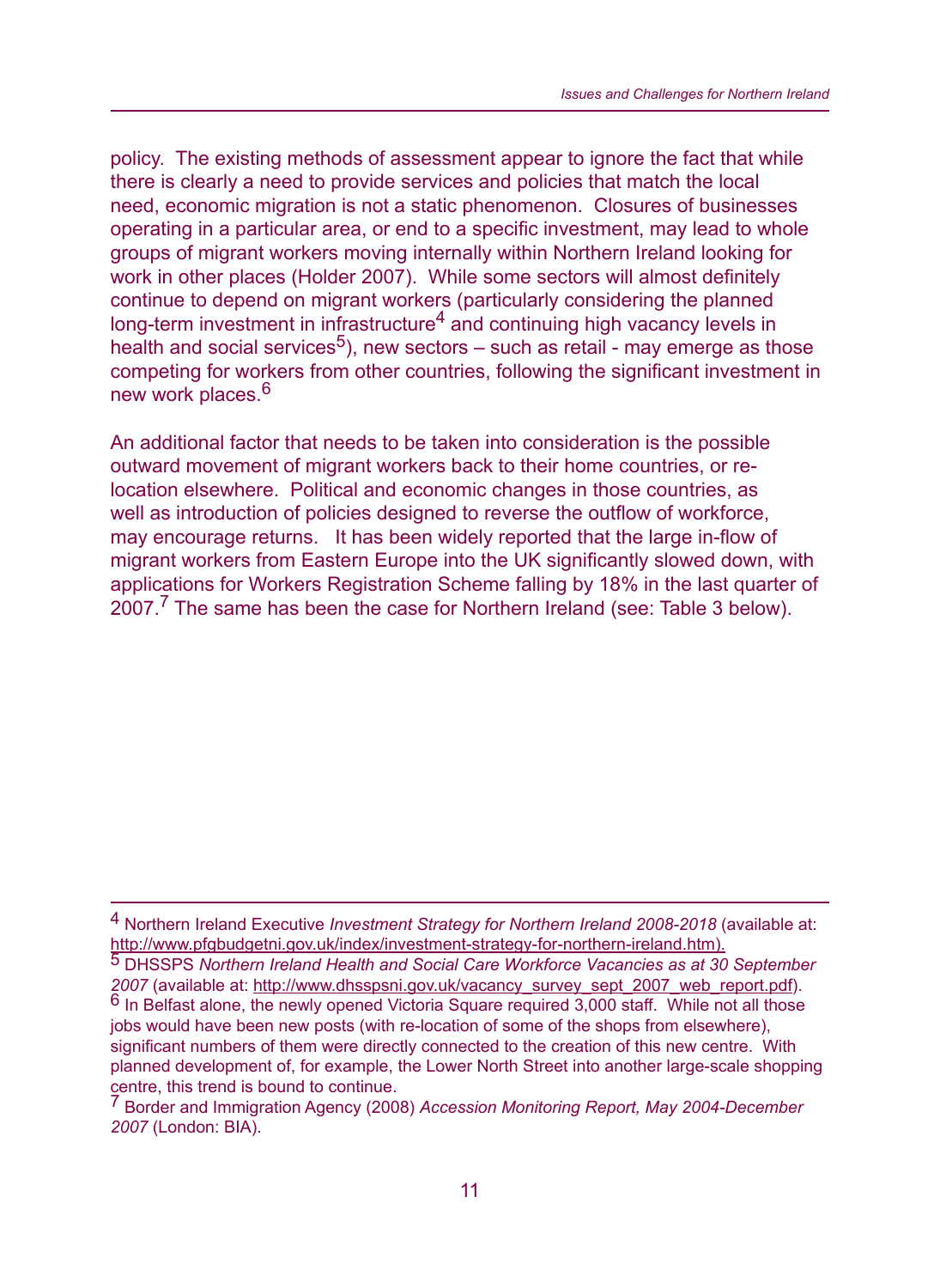policy. The existing methods of assessment appear to ignore the fact that while there is clearly a need to provide services and policies that match the local need, economic migration is not a static phenomenon. Closures of businesses operating in a particular area, or end to a specific investment, may lead to whole groups of migrant workers moving internally within Northern Ireland looking for work in other places (Holder 2007). While some sectors will almost definitely continue to depend on migrant workers (particularly considering the planned long-term investment in infrastructure[4] and continuing high vacancy levels in health and social services[5]), new sectors – such as retail - may emerge as those competing for workers from other countries, following the significant investment in new work places.[6]

An additional factor that needs to be taken into consideration is the possible outward movement of migrant workers back to their home countries, or re-location elsewhere. Political and economic changes in those countries, as well as introduction of policies designed to reverse the outflow of workforce, may encourage returns. It has been widely reported that the large in-flow of migrant workers from Eastern Europe into the UK significantly slowed down, with applications for Workers Registration Scheme falling by 18% in the last quarter of 2007.[7] The same has been the case for Northern Ireland (see: Table 3 below).

---

[4] Northern Ireland Executive *Investment Strategy for Northern Ireland 2008-2018* (available at: http://www.pfgbudgetni.gov.uk/index/investment-strategy-for-northern-ireland.htm).

[5] DHSSPS *Northern Ireland Health and Social Care Workforce Vacancies as at 30 September 2007* (available at: http://www.dhsspsni.gov.uk/vacancy_survey_sept_2007_web_report.pdf).

[6] In Belfast alone, the newly opened Victoria Square required 3,000 staff. While not all those jobs would have been new posts (with re-location of some of the shops from elsewhere), significant numbers of them were directly connected to the creation of this new centre. With planned development of, for example, the Lower North Street into another large-scale shopping centre, this trend is bound to continue.

[7] Border and Immigration Agency (2008) *Accession Monitoring Report, May 2004-December 2007* (London: BIA).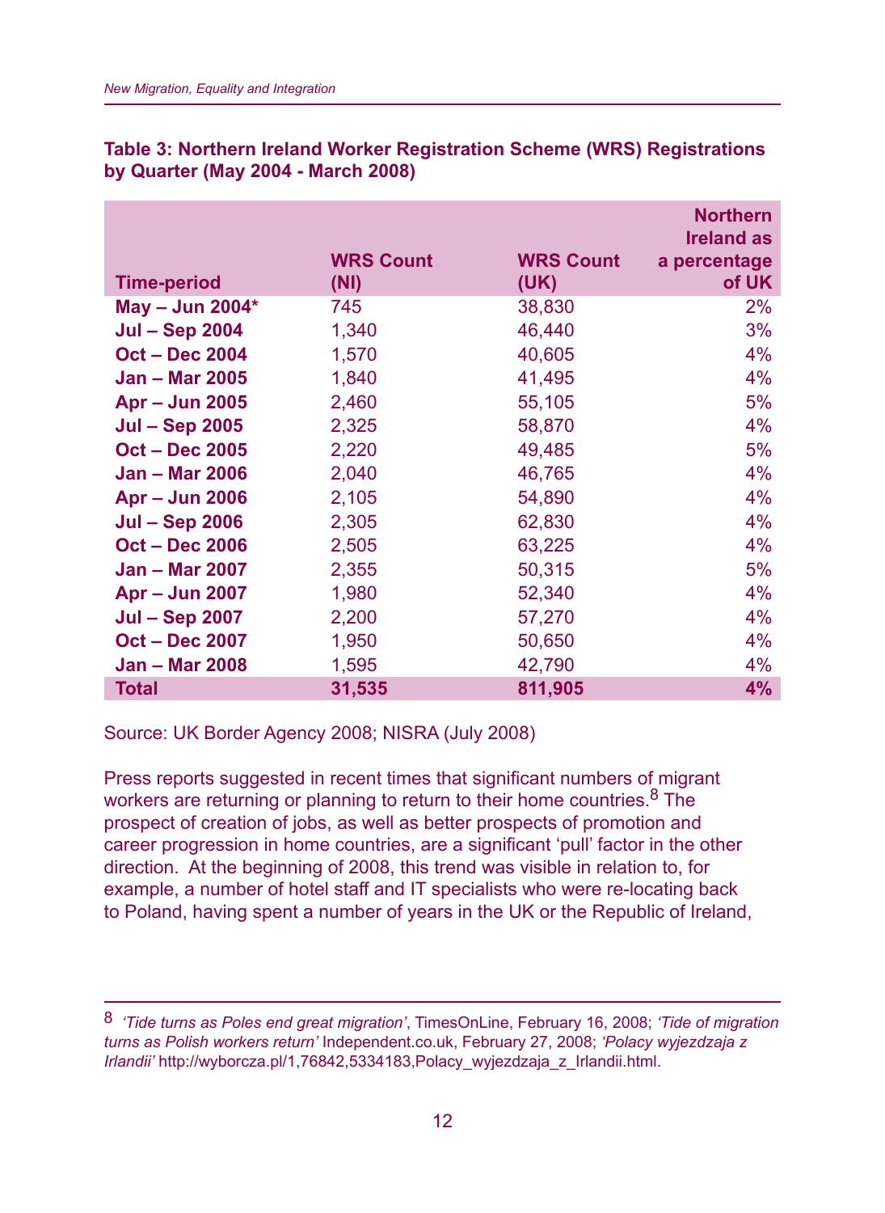**Table 3: Northern Ireland Worker Registration Scheme (WRS) Registrations by Quarter (May 2004 - March 2008)**

| Time-period | WRS Count (NI) | WRS Count (UK) | Northern Ireland as a percentage of UK |
|---|---|---|---|
| **May – Jun 2004*** | 745 | 38,830 | 2% |
| **Jul – Sep 2004** | 1,340 | 46,440 | 3% |
| **Oct – Dec 2004** | 1,570 | 40,605 | 4% |
| **Jan – Mar 2005** | 1,840 | 41,495 | 4% |
| **Apr – Jun 2005** | 2,460 | 55,105 | 5% |
| **Jul – Sep 2005** | 2,325 | 58,870 | 4% |
| **Oct – Dec 2005** | 2,220 | 49,485 | 5% |
| **Jan – Mar 2006** | 2,040 | 46,765 | 4% |
| **Apr – Jun 2006** | 2,105 | 54,890 | 4% |
| **Jul – Sep 2006** | 2,305 | 62,830 | 4% |
| **Oct – Dec 2006** | 2,505 | 63,225 | 4% |
| **Jan – Mar 2007** | 2,355 | 50,315 | 5% |
| **Apr – Jun 2007** | 1,980 | 52,340 | 4% |
| **Jul – Sep 2007** | 2,200 | 57,270 | 4% |
| **Oct – Dec 2007** | 1,950 | 50,650 | 4% |
| **Jan – Mar 2008** | 1,595 | 42,790 | 4% |
| **Total** | **31,535** | **811,905** | **4%** |

Source: UK Border Agency 2008; NISRA (July 2008)

Press reports suggested in recent times that significant numbers of migrant workers are returning or planning to return to their home countries.[8] The prospect of creation of jobs, as well as better prospects of promotion and career progression in home countries, are a significant 'pull' factor in the other direction. At the beginning of 2008, this trend was visible in relation to, for example, a number of hotel staff and IT specialists who were re-locating back to Poland, having spent a number of years in the UK or the Republic of Ireland,

---

[8] *'Tide turns as Poles end great migration'*, TimesOnLine, February 16, 2008; *'Tide of migration turns as Polish workers return'* Independent.co.uk, February 27, 2008; *'Polacy wyjezdzaja z Irlandii'* http://wyborcza.pl/1,76842,5334183,Polacy_wyjezdzaja_z_Irlandii.html.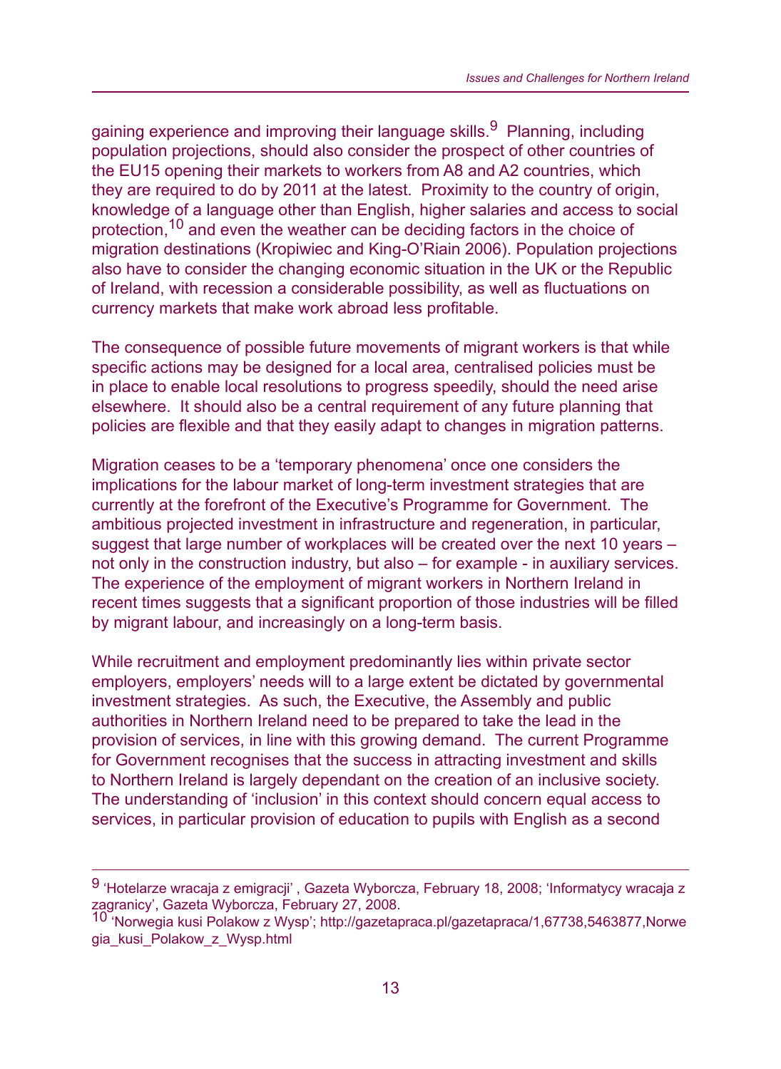gaining experience and improving their language skills.[9] Planning, including population projections, should also consider the prospect of other countries of the EU15 opening their markets to workers from A8 and A2 countries, which they are required to do by 2011 at the latest. Proximity to the country of origin, knowledge of a language other than English, higher salaries and access to social protection,[10] and even the weather can be deciding factors in the choice of migration destinations (Kropiwiec and King-O'Riain 2006). Population projections also have to consider the changing economic situation in the UK or the Republic of Ireland, with recession a considerable possibility, as well as fluctuations on currency markets that make work abroad less profitable.

The consequence of possible future movements of migrant workers is that while specific actions may be designed for a local area, centralised policies must be in place to enable local resolutions to progress speedily, should the need arise elsewhere. It should also be a central requirement of any future planning that policies are flexible and that they easily adapt to changes in migration patterns.

Migration ceases to be a 'temporary phenomena' once one considers the implications for the labour market of long-term investment strategies that are currently at the forefront of the Executive's Programme for Government. The ambitious projected investment in infrastructure and regeneration, in particular, suggest that large number of workplaces will be created over the next 10 years – not only in the construction industry, but also – for example - in auxiliary services. The experience of the employment of migrant workers in Northern Ireland in recent times suggests that a significant proportion of those industries will be filled by migrant labour, and increasingly on a long-term basis.

While recruitment and employment predominantly lies within private sector employers, employers' needs will to a large extent be dictated by governmental investment strategies. As such, the Executive, the Assembly and public authorities in Northern Ireland need to be prepared to take the lead in the provision of services, in line with this growing demand. The current Programme for Government recognises that the success in attracting investment and skills to Northern Ireland is largely dependant on the creation of an inclusive society. The understanding of 'inclusion' in this context should concern equal access to services, in particular provision of education to pupils with English as a second

---

[9] 'Hotelarze wracaja z emigracji' , Gazeta Wyborcza, February 18, 2008; 'Informatycy wracaja z zagranicy', Gazeta Wyborcza, February 27, 2008.

[10] 'Norwegia kusi Polakow z Wysp'; http://gazetapraca.pl/gazetapraca/1,67738,5463877,Norwegia_kusi_Polakow_z_Wysp.html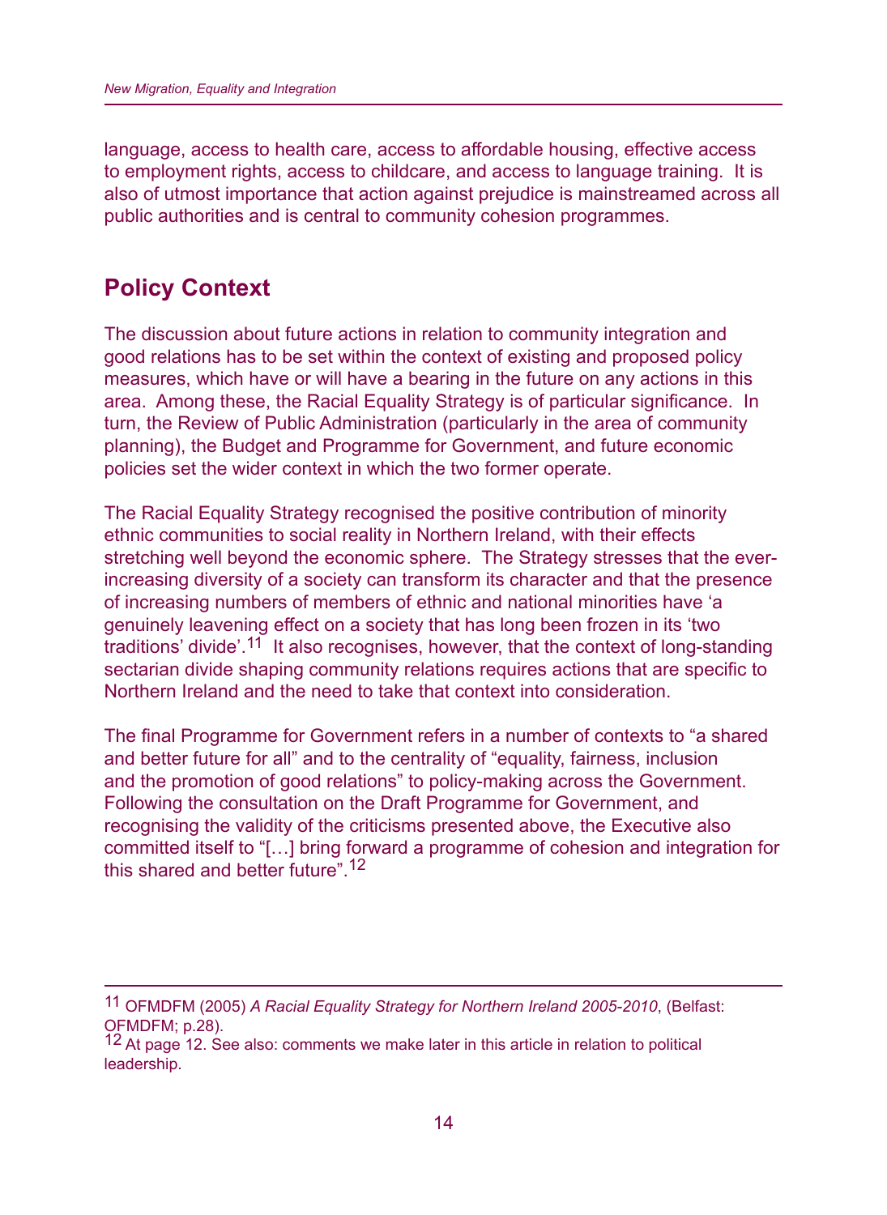language, access to health care, access to affordable housing, effective access to employment rights, access to childcare, and access to language training. It is also of utmost importance that action against prejudice is mainstreamed across all public authorities and is central to community cohesion programmes.

## Policy Context

The discussion about future actions in relation to community integration and good relations has to be set within the context of existing and proposed policy measures, which have or will have a bearing in the future on any actions in this area. Among these, the Racial Equality Strategy is of particular significance. In turn, the Review of Public Administration (particularly in the area of community planning), the Budget and Programme for Government, and future economic policies set the wider context in which the two former operate.

The Racial Equality Strategy recognised the positive contribution of minority ethnic communities to social reality in Northern Ireland, with their effects stretching well beyond the economic sphere. The Strategy stresses that the ever-increasing diversity of a society can transform its character and that the presence of increasing numbers of members of ethnic and national minorities have 'a genuinely leavening effect on a society that has long been frozen in its 'two traditions' divide'.[11] It also recognises, however, that the context of long-standing sectarian divide shaping community relations requires actions that are specific to Northern Ireland and the need to take that context into consideration.

The final Programme for Government refers in a number of contexts to "a shared and better future for all" and to the centrality of "equality, fairness, inclusion and the promotion of good relations" to policy-making across the Government. Following the consultation on the Draft Programme for Government, and recognising the validity of the criticisms presented above, the Executive also committed itself to "[…] bring forward a programme of cohesion and integration for this shared and better future".[12]

---

[11] OFMDFM (2005) *A Racial Equality Strategy for Northern Ireland 2005-2010*, (Belfast: OFMDFM; p.28).

[12] At page 12. See also: comments we make later in this article in relation to political leadership.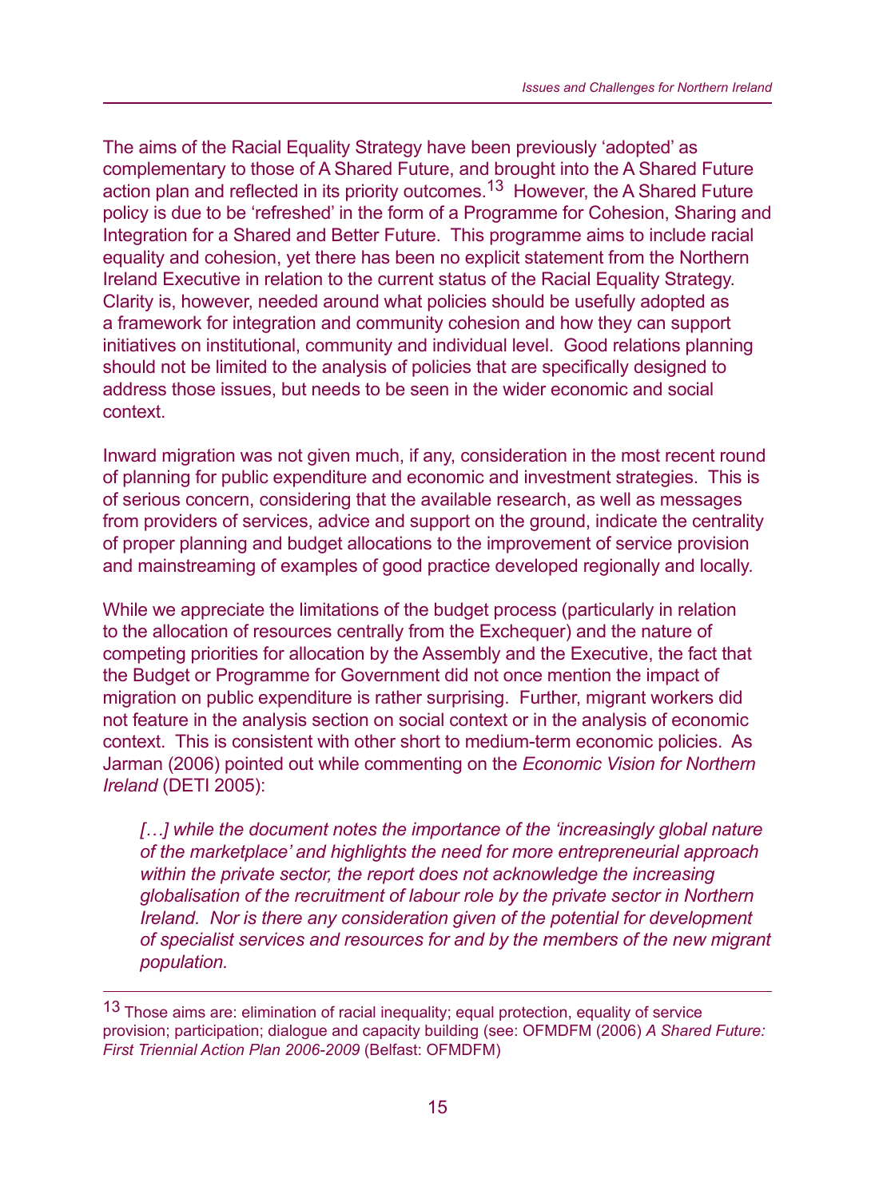The aims of the Racial Equality Strategy have been previously 'adopted' as complementary to those of A Shared Future, and brought into the A Shared Future action plan and reflected in its priority outcomes.[13] However, the A Shared Future policy is due to be 'refreshed' in the form of a Programme for Cohesion, Sharing and Integration for a Shared and Better Future. This programme aims to include racial equality and cohesion, yet there has been no explicit statement from the Northern Ireland Executive in relation to the current status of the Racial Equality Strategy. Clarity is, however, needed around what policies should be usefully adopted as a framework for integration and community cohesion and how they can support initiatives on institutional, community and individual level. Good relations planning should not be limited to the analysis of policies that are specifically designed to address those issues, but needs to be seen in the wider economic and social context.

Inward migration was not given much, if any, consideration in the most recent round of planning for public expenditure and economic and investment strategies. This is of serious concern, considering that the available research, as well as messages from providers of services, advice and support on the ground, indicate the centrality of proper planning and budget allocations to the improvement of service provision and mainstreaming of examples of good practice developed regionally and locally.

While we appreciate the limitations of the budget process (particularly in relation to the allocation of resources centrally from the Exchequer) and the nature of competing priorities for allocation by the Assembly and the Executive, the fact that the Budget or Programme for Government did not once mention the impact of migration on public expenditure is rather surprising. Further, migrant workers did not feature in the analysis section on social context or in the analysis of economic context. This is consistent with other short to medium-term economic policies. As Jarman (2006) pointed out while commenting on the *Economic Vision for Northern Ireland* (DETI 2005):

> *[…] while the document notes the importance of the 'increasingly global nature of the marketplace' and highlights the need for more entrepreneurial approach within the private sector, the report does not acknowledge the increasing globalisation of the recruitment of labour role by the private sector in Northern Ireland. Nor is there any consideration given of the potential for development of specialist services and resources for and by the members of the new migrant population.*

---

[13] Those aims are: elimination of racial inequality; equal protection, equality of service provision; participation; dialogue and capacity building (see: OFMDFM (2006) *A Shared Future: First Triennial Action Plan 2006-2009* (Belfast: OFMDFM)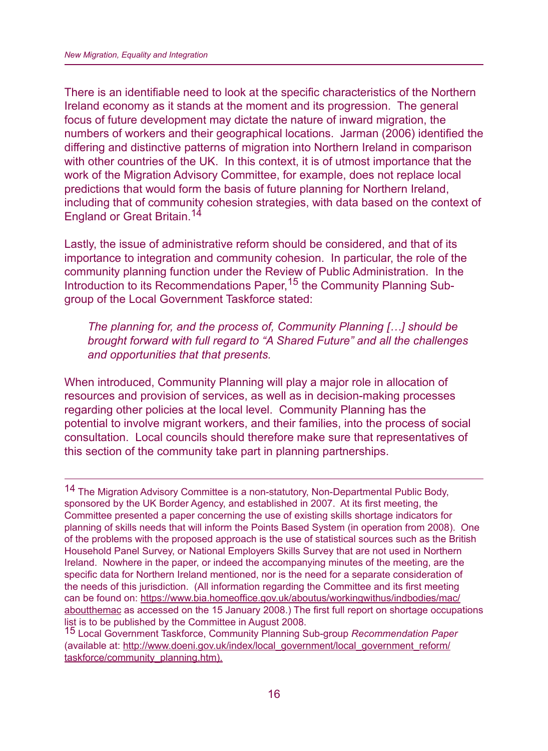There is an identifiable need to look at the specific characteristics of the Northern Ireland economy as it stands at the moment and its progression. The general focus of future development may dictate the nature of inward migration, the numbers of workers and their geographical locations. Jarman (2006) identified the differing and distinctive patterns of migration into Northern Ireland in comparison with other countries of the UK. In this context, it is of utmost importance that the work of the Migration Advisory Committee, for example, does not replace local predictions that would form the basis of future planning for Northern Ireland, including that of community cohesion strategies, with data based on the context of England or Great Britain.[14]

Lastly, the issue of administrative reform should be considered, and that of its importance to integration and community cohesion. In particular, the role of the community planning function under the Review of Public Administration. In the Introduction to its Recommendations Paper,[15] the Community Planning Sub-group of the Local Government Taskforce stated:

> *The planning for, and the process of, Community Planning […] should be brought forward with full regard to "A Shared Future" and all the challenges and opportunities that that presents.*

When introduced, Community Planning will play a major role in allocation of resources and provision of services, as well as in decision-making processes regarding other policies at the local level. Community Planning has the potential to involve migrant workers, and their families, into the process of social consultation. Local councils should therefore make sure that representatives of this section of the community take part in planning partnerships.

---

[14] The Migration Advisory Committee is a non-statutory, Non-Departmental Public Body, sponsored by the UK Border Agency, and established in 2007. At its first meeting, the Committee presented a paper concerning the use of existing skills shortage indicators for planning of skills needs that will inform the Points Based System (in operation from 2008). One of the problems with the proposed approach is the use of statistical sources such as the British Household Panel Survey, or National Employers Skills Survey that are not used in Northern Ireland. Nowhere in the paper, or indeed the accompanying minutes of the meeting, are the specific data for Northern Ireland mentioned, nor is the need for a separate consideration of the needs of this jurisdiction. (All information regarding the Committee and its first meeting can be found on: https://www.bia.homeoffice.gov.uk/aboutus/workingwithus/indbodies/mac/aboutthemac as accessed on the 15 January 2008.) The first full report on shortage occupations list is to be published by the Committee in August 2008.

[15] Local Government Taskforce, Community Planning Sub-group *Recommendation Paper* (available at: http://www.doeni.gov.uk/index/local_government/local_government_reform/taskforce/community_planning.htm).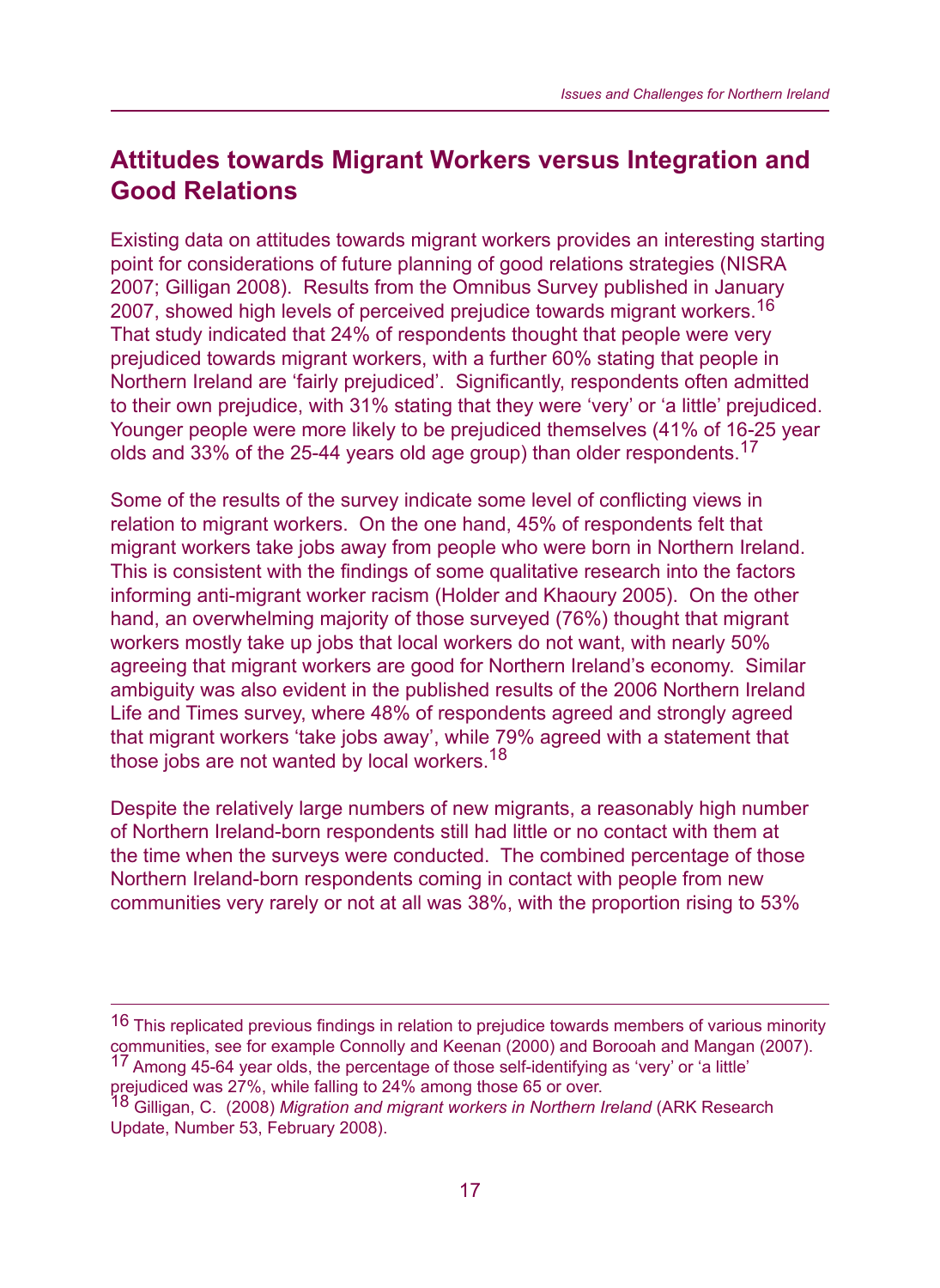## Attitudes towards Migrant Workers versus Integration and Good Relations

Existing data on attitudes towards migrant workers provides an interesting starting point for considerations of future planning of good relations strategies (NISRA 2007; Gilligan 2008). Results from the Omnibus Survey published in January 2007, showed high levels of perceived prejudice towards migrant workers.[16] That study indicated that 24% of respondents thought that people were very prejudiced towards migrant workers, with a further 60% stating that people in Northern Ireland are 'fairly prejudiced'. Significantly, respondents often admitted to their own prejudice, with 31% stating that they were 'very' or 'a little' prejudiced. Younger people were more likely to be prejudiced themselves (41% of 16-25 year olds and 33% of the 25-44 years old age group) than older respondents.[17]

Some of the results of the survey indicate some level of conflicting views in relation to migrant workers. On the one hand, 45% of respondents felt that migrant workers take jobs away from people who were born in Northern Ireland. This is consistent with the findings of some qualitative research into the factors informing anti-migrant worker racism (Holder and Khaoury 2005). On the other hand, an overwhelming majority of those surveyed (76%) thought that migrant workers mostly take up jobs that local workers do not want, with nearly 50% agreeing that migrant workers are good for Northern Ireland's economy. Similar ambiguity was also evident in the published results of the 2006 Northern Ireland Life and Times survey, where 48% of respondents agreed and strongly agreed that migrant workers 'take jobs away', while 79% agreed with a statement that those jobs are not wanted by local workers.[18]

Despite the relatively large numbers of new migrants, a reasonably high number of Northern Ireland-born respondents still had little or no contact with them at the time when the surveys were conducted. The combined percentage of those Northern Ireland-born respondents coming in contact with people from new communities very rarely or not at all was 38%, with the proportion rising to 53%

---

[16] This replicated previous findings in relation to prejudice towards members of various minority communities, see for example Connolly and Keenan (2000) and Borooah and Mangan (2007).

[17] Among 45-64 year olds, the percentage of those self-identifying as 'very' or 'a little' prejudiced was 27%, while falling to 24% among those 65 or over.

[18] Gilligan, C. (2008) *Migration and migrant workers in Northern Ireland* (ARK Research Update, Number 53, February 2008).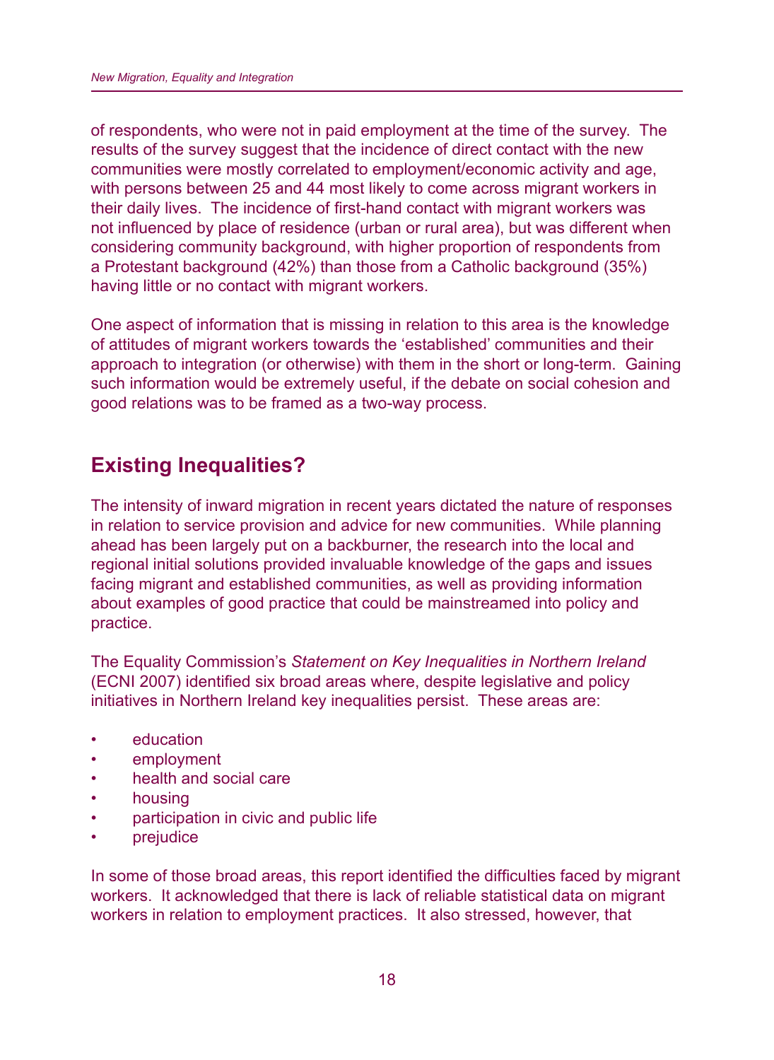of respondents, who were not in paid employment at the time of the survey. The results of the survey suggest that the incidence of direct contact with the new communities were mostly correlated to employment/economic activity and age, with persons between 25 and 44 most likely to come across migrant workers in their daily lives. The incidence of first-hand contact with migrant workers was not influenced by place of residence (urban or rural area), but was different when considering community background, with higher proportion of respondents from a Protestant background (42%) than those from a Catholic background (35%) having little or no contact with migrant workers.

One aspect of information that is missing in relation to this area is the knowledge of attitudes of migrant workers towards the 'established' communities and their approach to integration (or otherwise) with them in the short or long-term. Gaining such information would be extremely useful, if the debate on social cohesion and good relations was to be framed as a two-way process.

## Existing Inequalities?

The intensity of inward migration in recent years dictated the nature of responses in relation to service provision and advice for new communities. While planning ahead has been largely put on a backburner, the research into the local and regional initial solutions provided invaluable knowledge of the gaps and issues facing migrant and established communities, as well as providing information about examples of good practice that could be mainstreamed into policy and practice.

The Equality Commission's *Statement on Key Inequalities in Northern Ireland* (ECNI 2007) identified six broad areas where, despite legislative and policy initiatives in Northern Ireland key inequalities persist. These areas are:

- education
- employment
- health and social care
- housing
- participation in civic and public life
- prejudice

In some of those broad areas, this report identified the difficulties faced by migrant workers. It acknowledged that there is lack of reliable statistical data on migrant workers in relation to employment practices. It also stressed, however, that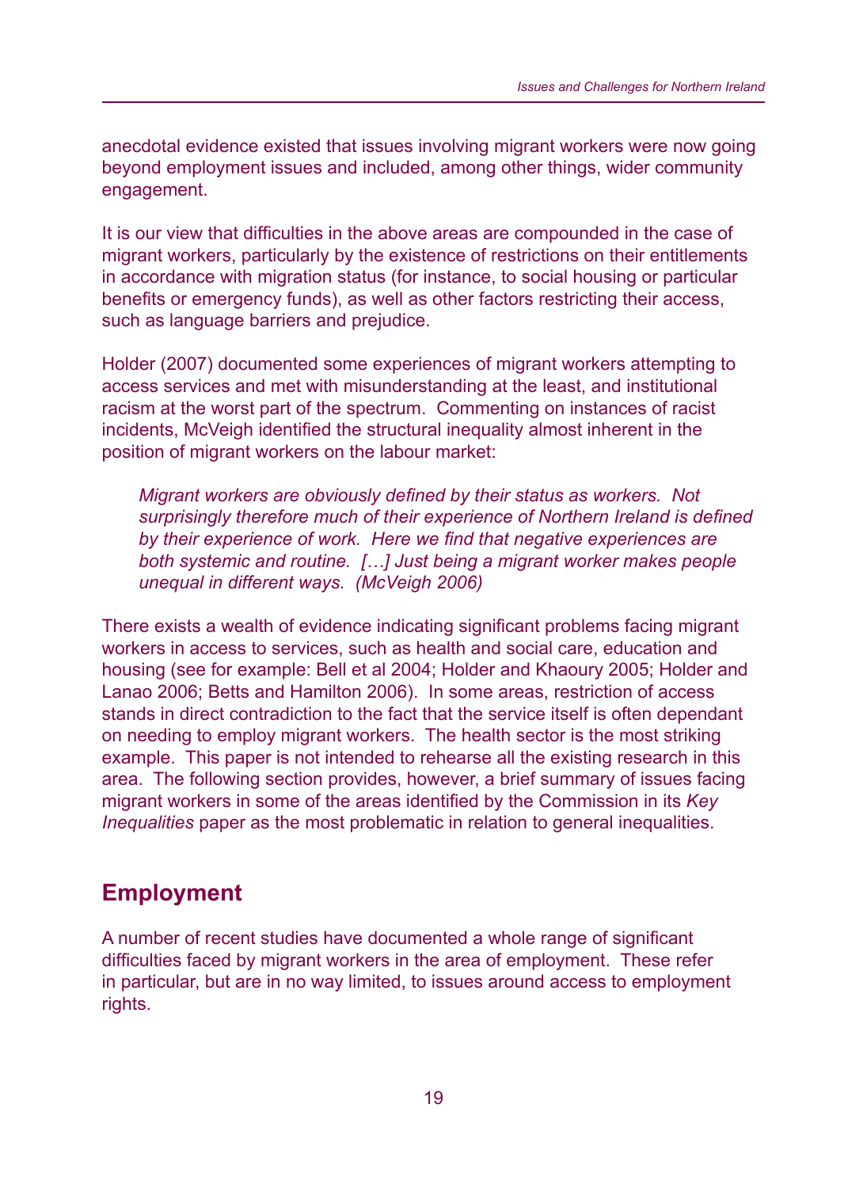anecdotal evidence existed that issues involving migrant workers were now going beyond employment issues and included, among other things, wider community engagement.

It is our view that difficulties in the above areas are compounded in the case of migrant workers, particularly by the existence of restrictions on their entitlements in accordance with migration status (for instance, to social housing or particular benefits or emergency funds), as well as other factors restricting their access, such as language barriers and prejudice.

Holder (2007) documented some experiences of migrant workers attempting to access services and met with misunderstanding at the least, and institutional racism at the worst part of the spectrum. Commenting on instances of racist incidents, McVeigh identified the structural inequality almost inherent in the position of migrant workers on the labour market:

> *Migrant workers are obviously defined by their status as workers. Not surprisingly therefore much of their experience of Northern Ireland is defined by their experience of work. Here we find that negative experiences are both systemic and routine. […] Just being a migrant worker makes people unequal in different ways. (McVeigh 2006)*

There exists a wealth of evidence indicating significant problems facing migrant workers in access to services, such as health and social care, education and housing (see for example: Bell et al 2004; Holder and Khaoury 2005; Holder and Lanao 2006; Betts and Hamilton 2006). In some areas, restriction of access stands in direct contradiction to the fact that the service itself is often dependant on needing to employ migrant workers. The health sector is the most striking example. This paper is not intended to rehearse all the existing research in this area. The following section provides, however, a brief summary of issues facing migrant workers in some of the areas identified by the Commission in its *Key Inequalities* paper as the most problematic in relation to general inequalities.

## Employment

A number of recent studies have documented a whole range of significant difficulties faced by migrant workers in the area of employment. These refer in particular, but are in no way limited, to issues around access to employment rights.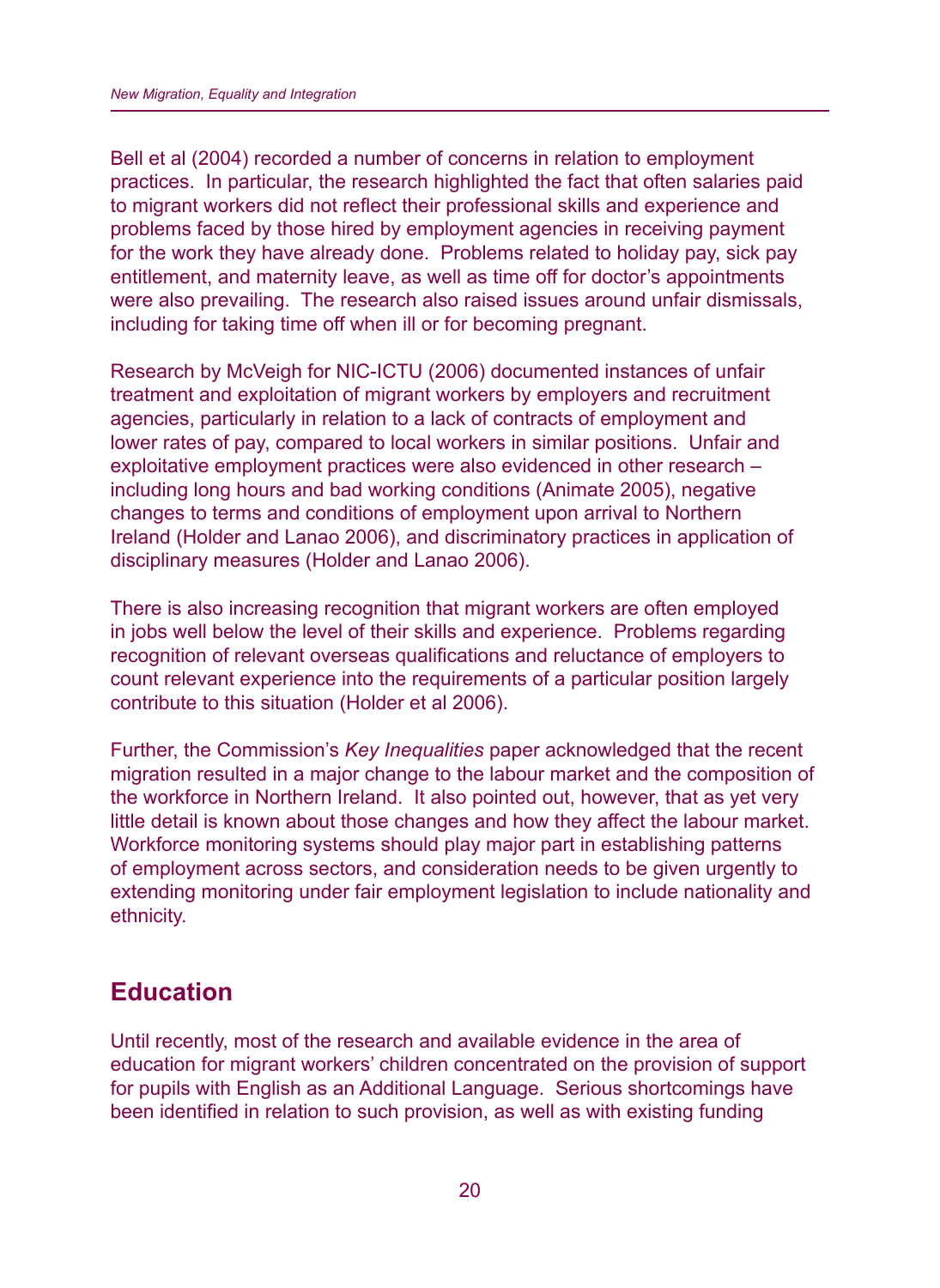Bell et al (2004) recorded a number of concerns in relation to employment practices. In particular, the research highlighted the fact that often salaries paid to migrant workers did not reflect their professional skills and experience and problems faced by those hired by employment agencies in receiving payment for the work they have already done. Problems related to holiday pay, sick pay entitlement, and maternity leave, as well as time off for doctor's appointments were also prevailing. The research also raised issues around unfair dismissals, including for taking time off when ill or for becoming pregnant.

Research by McVeigh for NIC-ICTU (2006) documented instances of unfair treatment and exploitation of migrant workers by employers and recruitment agencies, particularly in relation to a lack of contracts of employment and lower rates of pay, compared to local workers in similar positions. Unfair and exploitative employment practices were also evidenced in other research – including long hours and bad working conditions (Animate 2005), negative changes to terms and conditions of employment upon arrival to Northern Ireland (Holder and Lanao 2006), and discriminatory practices in application of disciplinary measures (Holder and Lanao 2006).

There is also increasing recognition that migrant workers are often employed in jobs well below the level of their skills and experience. Problems regarding recognition of relevant overseas qualifications and reluctance of employers to count relevant experience into the requirements of a particular position largely contribute to this situation (Holder et al 2006).

Further, the Commission's *Key Inequalities* paper acknowledged that the recent migration resulted in a major change to the labour market and the composition of the workforce in Northern Ireland. It also pointed out, however, that as yet very little detail is known about those changes and how they affect the labour market. Workforce monitoring systems should play major part in establishing patterns of employment across sectors, and consideration needs to be given urgently to extending monitoring under fair employment legislation to include nationality and ethnicity.

## Education

Until recently, most of the research and available evidence in the area of education for migrant workers' children concentrated on the provision of support for pupils with English as an Additional Language. Serious shortcomings have been identified in relation to such provision, as well as with existing funding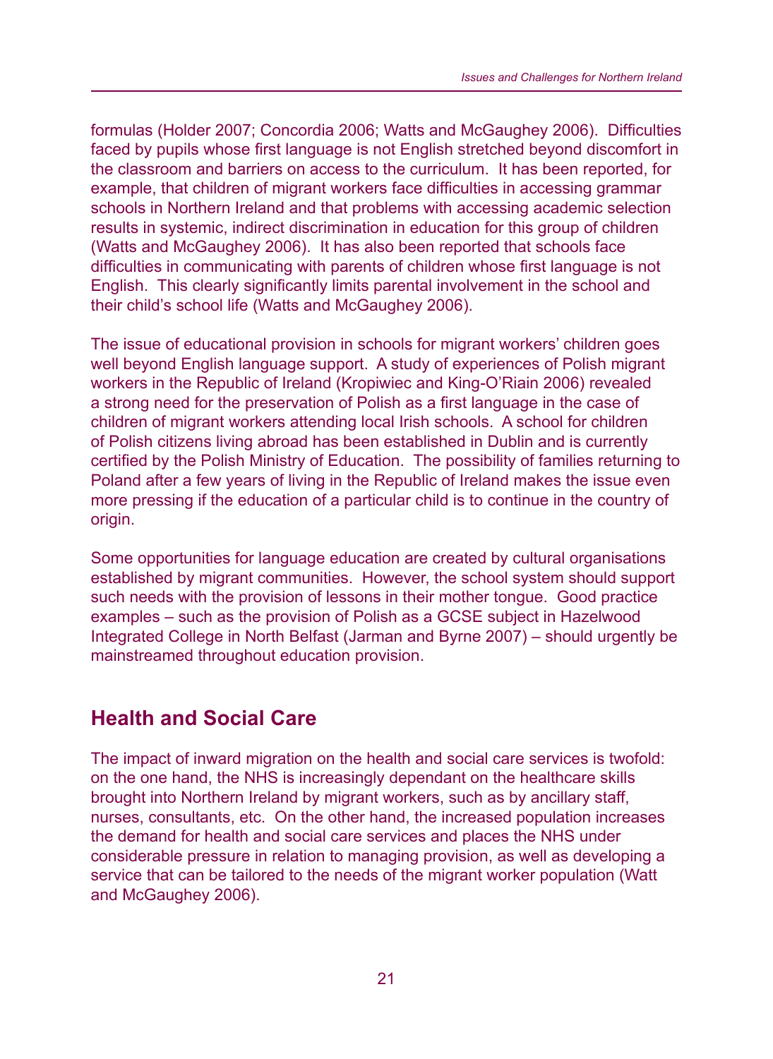formulas (Holder 2007; Concordia 2006; Watts and McGaughey 2006). Difficulties faced by pupils whose first language is not English stretched beyond discomfort in the classroom and barriers on access to the curriculum. It has been reported, for example, that children of migrant workers face difficulties in accessing grammar schools in Northern Ireland and that problems with accessing academic selection results in systemic, indirect discrimination in education for this group of children (Watts and McGaughey 2006). It has also been reported that schools face difficulties in communicating with parents of children whose first language is not English. This clearly significantly limits parental involvement in the school and their child's school life (Watts and McGaughey 2006).

The issue of educational provision in schools for migrant workers' children goes well beyond English language support. A study of experiences of Polish migrant workers in the Republic of Ireland (Kropiwiec and King-O'Riain 2006) revealed a strong need for the preservation of Polish as a first language in the case of children of migrant workers attending local Irish schools. A school for children of Polish citizens living abroad has been established in Dublin and is currently certified by the Polish Ministry of Education. The possibility of families returning to Poland after a few years of living in the Republic of Ireland makes the issue even more pressing if the education of a particular child is to continue in the country of origin.

Some opportunities for language education are created by cultural organisations established by migrant communities. However, the school system should support such needs with the provision of lessons in their mother tongue. Good practice examples – such as the provision of Polish as a GCSE subject in Hazelwood Integrated College in North Belfast (Jarman and Byrne 2007) – should urgently be mainstreamed throughout education provision.

## Health and Social Care

The impact of inward migration on the health and social care services is twofold: on the one hand, the NHS is increasingly dependant on the healthcare skills brought into Northern Ireland by migrant workers, such as by ancillary staff, nurses, consultants, etc. On the other hand, the increased population increases the demand for health and social care services and places the NHS under considerable pressure in relation to managing provision, as well as developing a service that can be tailored to the needs of the migrant worker population (Watt and McGaughey 2006).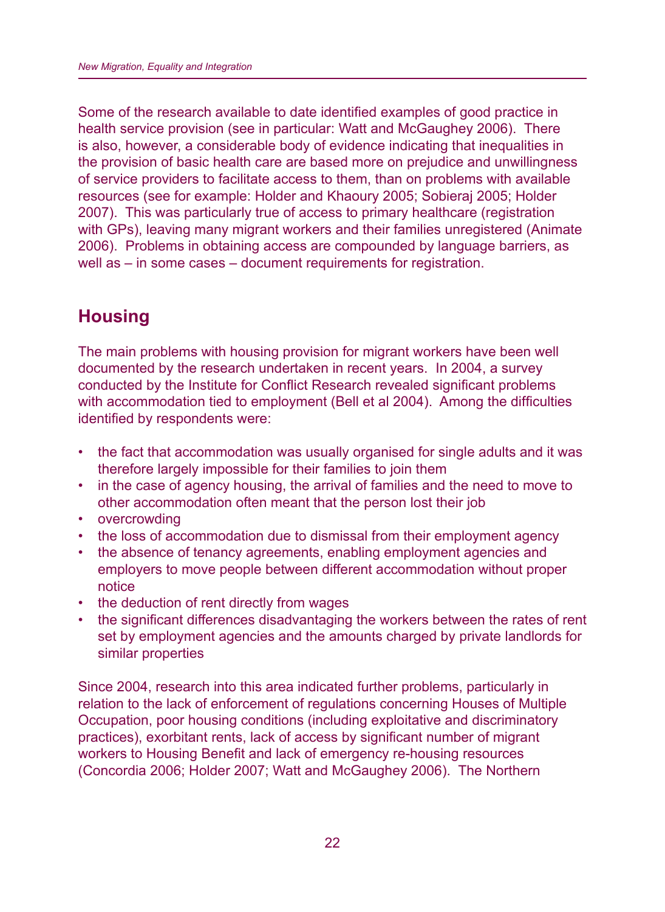Some of the research available to date identified examples of good practice in health service provision (see in particular: Watt and McGaughey 2006). There is also, however, a considerable body of evidence indicating that inequalities in the provision of basic health care are based more on prejudice and unwillingness of service providers to facilitate access to them, than on problems with available resources (see for example: Holder and Khaoury 2005; Sobieraj 2005; Holder 2007). This was particularly true of access to primary healthcare (registration with GPs), leaving many migrant workers and their families unregistered (Animate 2006). Problems in obtaining access are compounded by language barriers, as well as – in some cases – document requirements for registration.

## Housing

The main problems with housing provision for migrant workers have been well documented by the research undertaken in recent years. In 2004, a survey conducted by the Institute for Conflict Research revealed significant problems with accommodation tied to employment (Bell et al 2004). Among the difficulties identified by respondents were:

- the fact that accommodation was usually organised for single adults and it was therefore largely impossible for their families to join them
- in the case of agency housing, the arrival of families and the need to move to other accommodation often meant that the person lost their job
- overcrowding
- the loss of accommodation due to dismissal from their employment agency
- the absence of tenancy agreements, enabling employment agencies and employers to move people between different accommodation without proper notice
- the deduction of rent directly from wages
- the significant differences disadvantaging the workers between the rates of rent set by employment agencies and the amounts charged by private landlords for similar properties

Since 2004, research into this area indicated further problems, particularly in relation to the lack of enforcement of regulations concerning Houses of Multiple Occupation, poor housing conditions (including exploitative and discriminatory practices), exorbitant rents, lack of access by significant number of migrant workers to Housing Benefit and lack of emergency re-housing resources (Concordia 2006; Holder 2007; Watt and McGaughey 2006). The Northern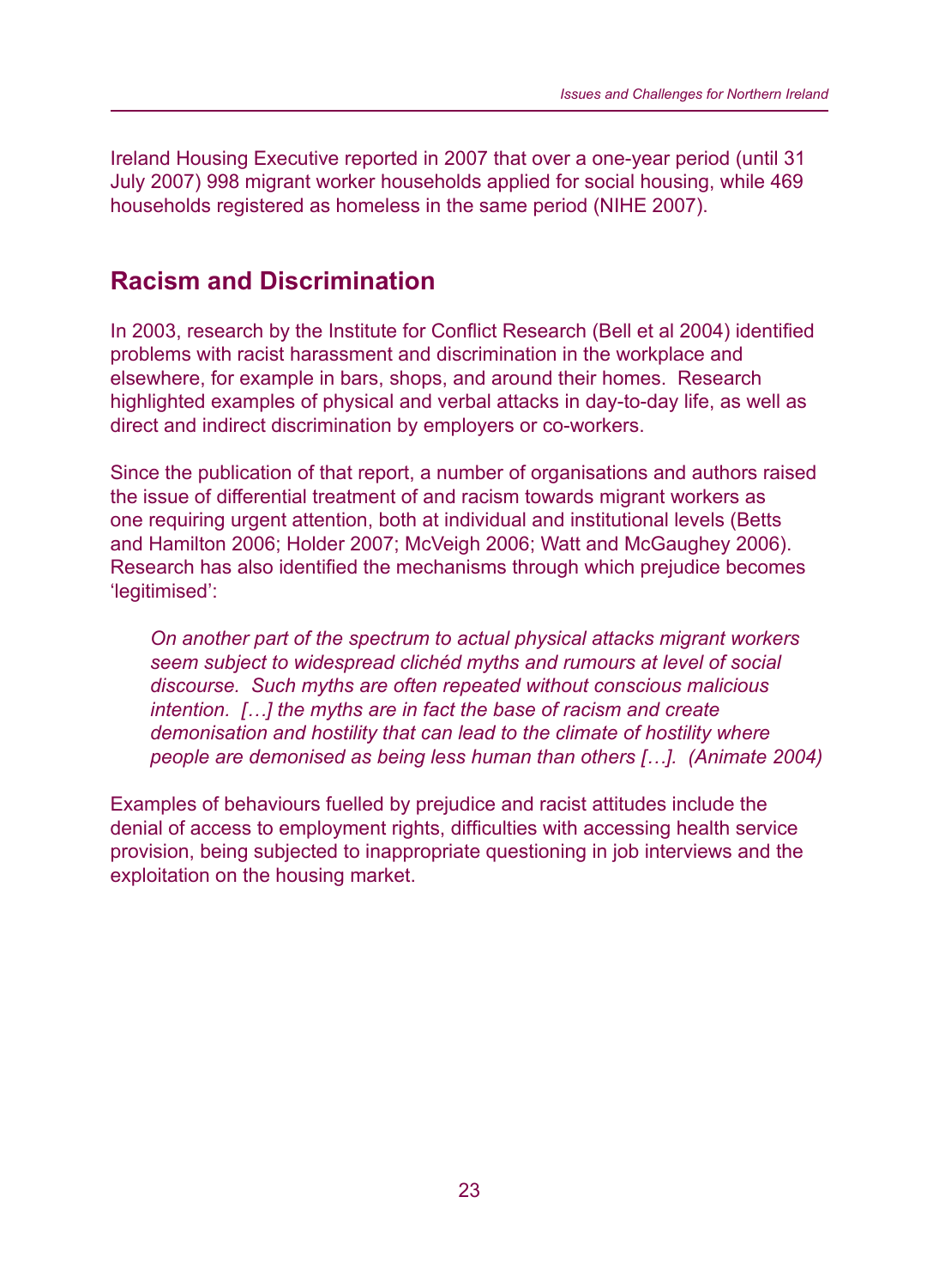Ireland Housing Executive reported in 2007 that over a one-year period (until 31 July 2007) 998 migrant worker households applied for social housing, while 469 households registered as homeless in the same period (NIHE 2007).

## Racism and Discrimination

In 2003, research by the Institute for Conflict Research (Bell et al 2004) identified problems with racist harassment and discrimination in the workplace and elsewhere, for example in bars, shops, and around their homes. Research highlighted examples of physical and verbal attacks in day-to-day life, as well as direct and indirect discrimination by employers or co-workers.

Since the publication of that report, a number of organisations and authors raised the issue of differential treatment of and racism towards migrant workers as one requiring urgent attention, both at individual and institutional levels (Betts and Hamilton 2006; Holder 2007; McVeigh 2006; Watt and McGaughey 2006). Research has also identified the mechanisms through which prejudice becomes ‘legitimised’:

> *On another part of the spectrum to actual physical attacks migrant workers seem subject to widespread clichéd myths and rumours at level of social discourse. Such myths are often repeated without conscious malicious intention. […] the myths are in fact the base of racism and create demonisation and hostility that can lead to the climate of hostility where people are demonised as being less human than others […]. (Animate 2004)*

Examples of behaviours fuelled by prejudice and racist attitudes include the denial of access to employment rights, difficulties with accessing health service provision, being subjected to inappropriate questioning in job interviews and the exploitation on the housing market.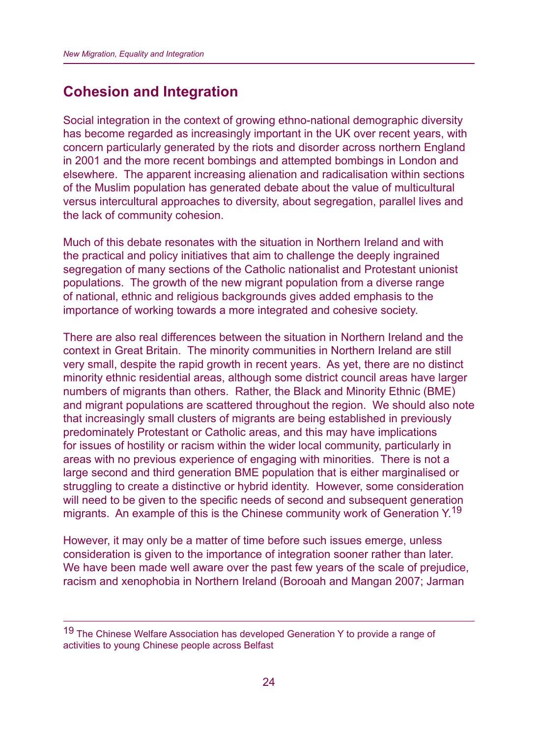## Cohesion and Integration

Social integration in the context of growing ethno-national demographic diversity has become regarded as increasingly important in the UK over recent years, with concern particularly generated by the riots and disorder across northern England in 2001 and the more recent bombings and attempted bombings in London and elsewhere. The apparent increasing alienation and radicalisation within sections of the Muslim population has generated debate about the value of multicultural versus intercultural approaches to diversity, about segregation, parallel lives and the lack of community cohesion.

Much of this debate resonates with the situation in Northern Ireland and with the practical and policy initiatives that aim to challenge the deeply ingrained segregation of many sections of the Catholic nationalist and Protestant unionist populations. The growth of the new migrant population from a diverse range of national, ethnic and religious backgrounds gives added emphasis to the importance of working towards a more integrated and cohesive society.

There are also real differences between the situation in Northern Ireland and the context in Great Britain. The minority communities in Northern Ireland are still very small, despite the rapid growth in recent years. As yet, there are no distinct minority ethnic residential areas, although some district council areas have larger numbers of migrants than others. Rather, the Black and Minority Ethnic (BME) and migrant populations are scattered throughout the region. We should also note that increasingly small clusters of migrants are being established in previously predominately Protestant or Catholic areas, and this may have implications for issues of hostility or racism within the wider local community, particularly in areas with no previous experience of engaging with minorities. There is not a large second and third generation BME population that is either marginalised or struggling to create a distinctive or hybrid identity. However, some consideration will need to be given to the specific needs of second and subsequent generation migrants. An example of this is the Chinese community work of Generation Y.[19]

However, it may only be a matter of time before such issues emerge, unless consideration is given to the importance of integration sooner rather than later. We have been made well aware over the past few years of the scale of prejudice, racism and xenophobia in Northern Ireland (Borooah and Mangan 2007; Jarman

---

[19] The Chinese Welfare Association has developed Generation Y to provide a range of activities to young Chinese people across Belfast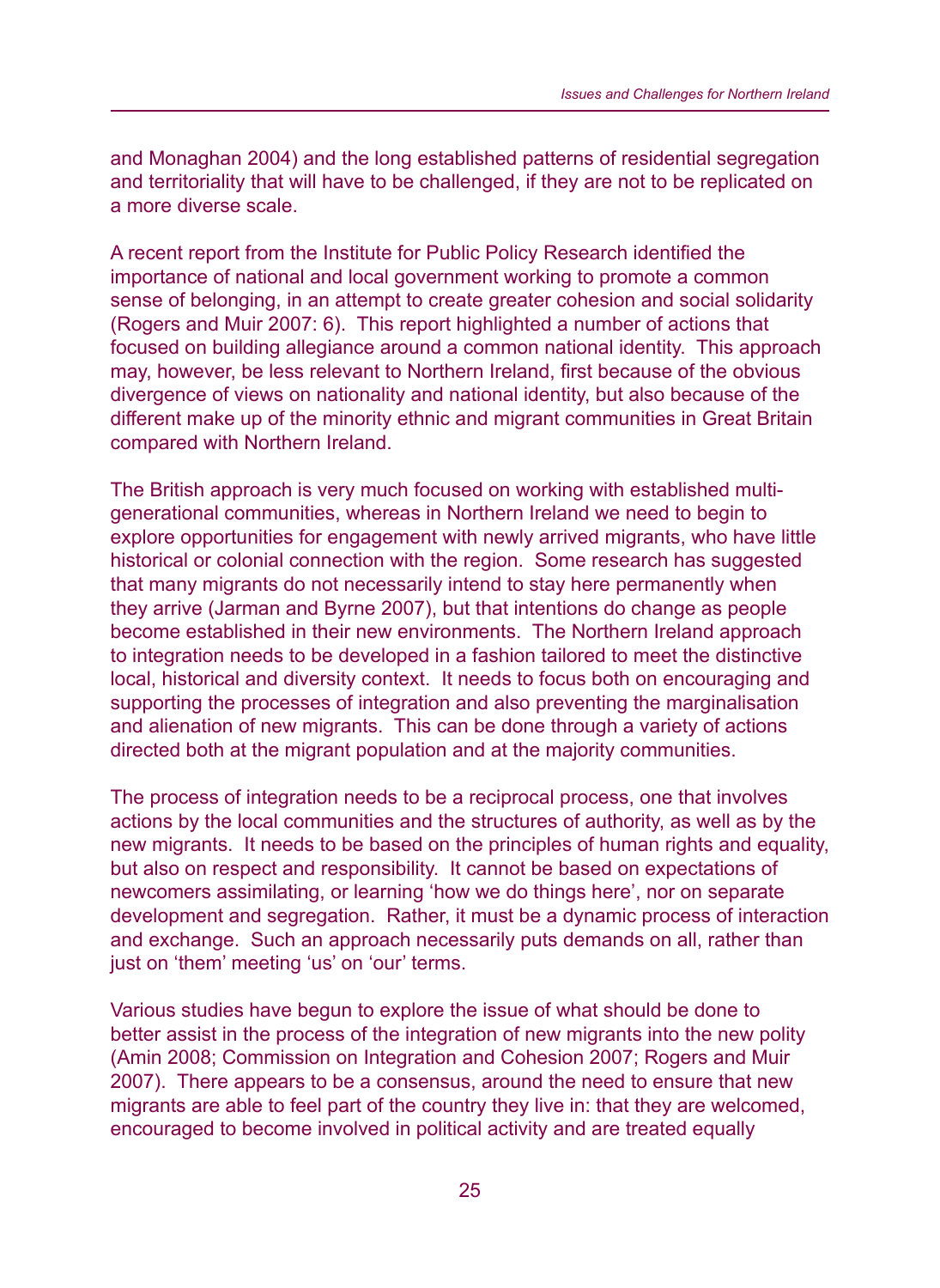and Monaghan 2004) and the long established patterns of residential segregation and territoriality that will have to be challenged, if they are not to be replicated on a more diverse scale.

A recent report from the Institute for Public Policy Research identified the importance of national and local government working to promote a common sense of belonging, in an attempt to create greater cohesion and social solidarity (Rogers and Muir 2007: 6). This report highlighted a number of actions that focused on building allegiance around a common national identity. This approach may, however, be less relevant to Northern Ireland, first because of the obvious divergence of views on nationality and national identity, but also because of the different make up of the minority ethnic and migrant communities in Great Britain compared with Northern Ireland.

The British approach is very much focused on working with established multi-generational communities, whereas in Northern Ireland we need to begin to explore opportunities for engagement with newly arrived migrants, who have little historical or colonial connection with the region. Some research has suggested that many migrants do not necessarily intend to stay here permanently when they arrive (Jarman and Byrne 2007), but that intentions do change as people become established in their new environments. The Northern Ireland approach to integration needs to be developed in a fashion tailored to meet the distinctive local, historical and diversity context. It needs to focus both on encouraging and supporting the processes of integration and also preventing the marginalisation and alienation of new migrants. This can be done through a variety of actions directed both at the migrant population and at the majority communities.

The process of integration needs to be a reciprocal process, one that involves actions by the local communities and the structures of authority, as well as by the new migrants. It needs to be based on the principles of human rights and equality, but also on respect and responsibility. It cannot be based on expectations of newcomers assimilating, or learning 'how we do things here', nor on separate development and segregation. Rather, it must be a dynamic process of interaction and exchange. Such an approach necessarily puts demands on all, rather than just on 'them' meeting 'us' on 'our' terms.

Various studies have begun to explore the issue of what should be done to better assist in the process of the integration of new migrants into the new polity (Amin 2008; Commission on Integration and Cohesion 2007; Rogers and Muir 2007). There appears to be a consensus, around the need to ensure that new migrants are able to feel part of the country they live in: that they are welcomed, encouraged to become involved in political activity and are treated equally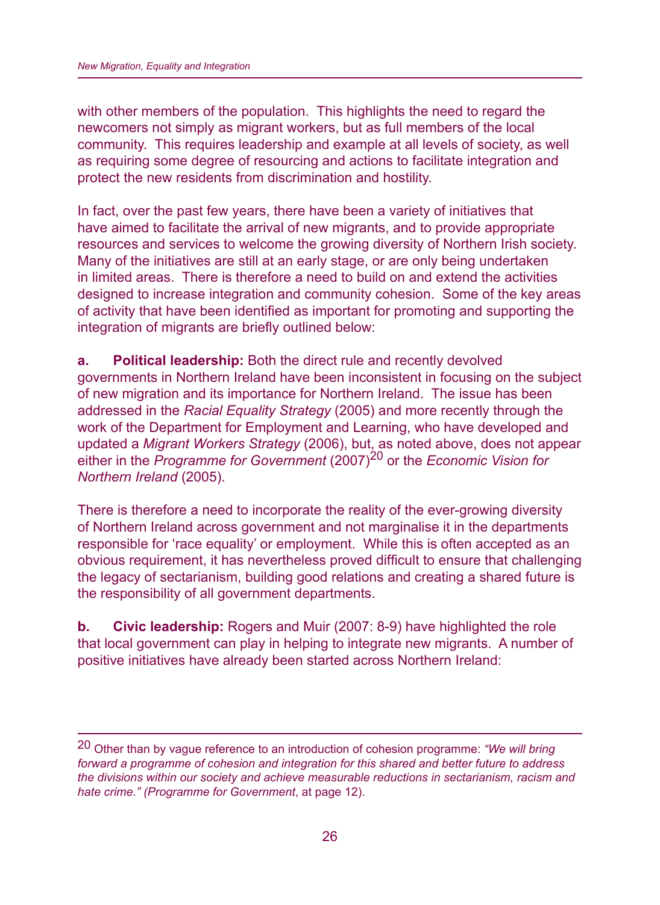with other members of the population. This highlights the need to regard the newcomers not simply as migrant workers, but as full members of the local community. This requires leadership and example at all levels of society, as well as requiring some degree of resourcing and actions to facilitate integration and protect the new residents from discrimination and hostility.

In fact, over the past few years, there have been a variety of initiatives that have aimed to facilitate the arrival of new migrants, and to provide appropriate resources and services to welcome the growing diversity of Northern Irish society. Many of the initiatives are still at an early stage, or are only being undertaken in limited areas. There is therefore a need to build on and extend the activities designed to increase integration and community cohesion. Some of the key areas of activity that have been identified as important for promoting and supporting the integration of migrants are briefly outlined below:

**a. Political leadership:** Both the direct rule and recently devolved governments in Northern Ireland have been inconsistent in focusing on the subject of new migration and its importance for Northern Ireland. The issue has been addressed in the *Racial Equality Strategy* (2005) and more recently through the work of the Department for Employment and Learning, who have developed and updated a *Migrant Workers Strategy* (2006), but, as noted above, does not appear either in the *Programme for Government* (2007)[20] or the *Economic Vision for Northern Ireland* (2005).

There is therefore a need to incorporate the reality of the ever-growing diversity of Northern Ireland across government and not marginalise it in the departments responsible for 'race equality' or employment. While this is often accepted as an obvious requirement, it has nevertheless proved difficult to ensure that challenging the legacy of sectarianism, building good relations and creating a shared future is the responsibility of all government departments.

**b. Civic leadership:** Rogers and Muir (2007: 8-9) have highlighted the role that local government can play in helping to integrate new migrants. A number of positive initiatives have already been started across Northern Ireland:

---

[20] Other than by vague reference to an introduction of cohesion programme: *"We will bring forward a programme of cohesion and integration for this shared and better future to address the divisions within our society and achieve measurable reductions in sectarianism, racism and hate crime." (Programme for Government*, at page 12).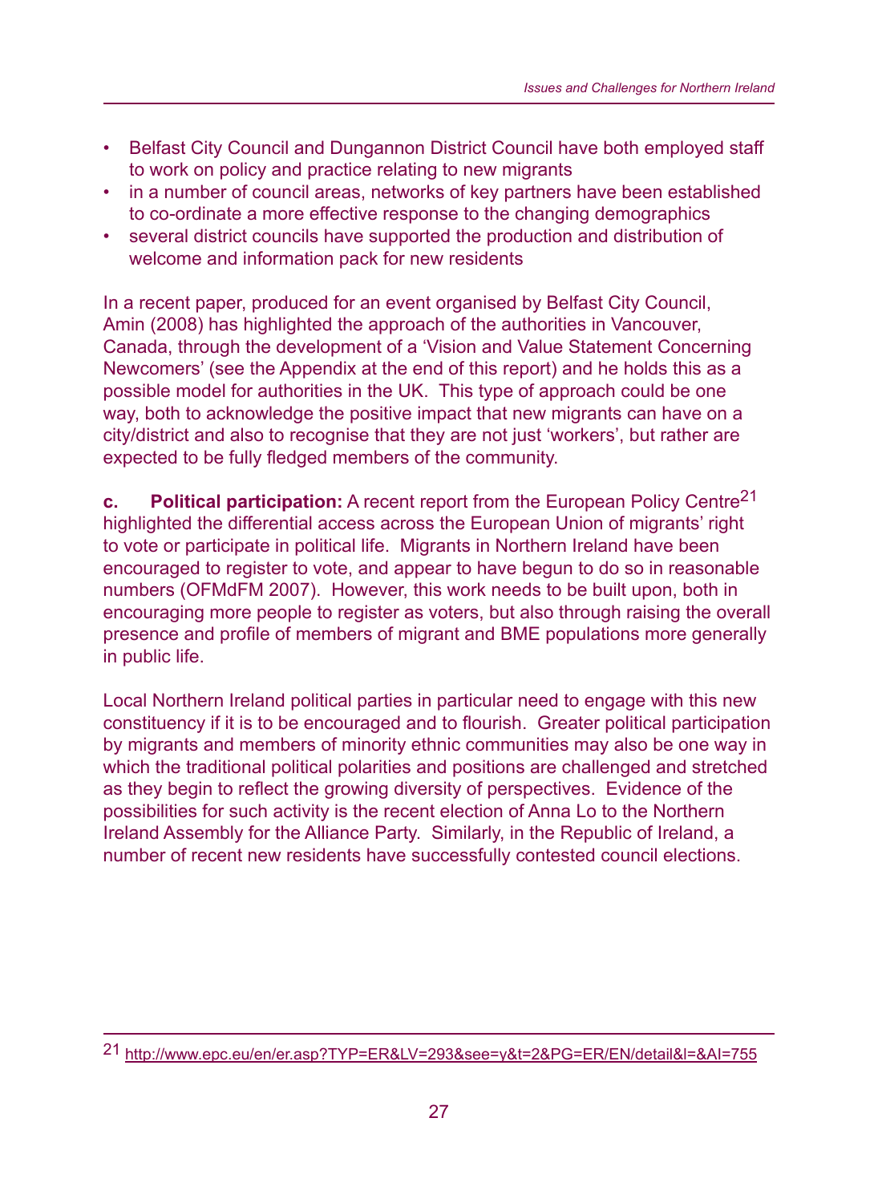- Belfast City Council and Dungannon District Council have both employed staff to work on policy and practice relating to new migrants
- in a number of council areas, networks of key partners have been established to co-ordinate a more effective response to the changing demographics
- several district councils have supported the production and distribution of welcome and information pack for new residents

In a recent paper, produced for an event organised by Belfast City Council, Amin (2008) has highlighted the approach of the authorities in Vancouver, Canada, through the development of a 'Vision and Value Statement Concerning Newcomers' (see the Appendix at the end of this report) and he holds this as a possible model for authorities in the UK. This type of approach could be one way, both to acknowledge the positive impact that new migrants can have on a city/district and also to recognise that they are not just 'workers', but rather are expected to be fully fledged members of the community.

**c. Political participation:** A recent report from the European Policy Centre[21] highlighted the differential access across the European Union of migrants' right to vote or participate in political life. Migrants in Northern Ireland have been encouraged to register to vote, and appear to have begun to do so in reasonable numbers (OFMdFM 2007). However, this work needs to be built upon, both in encouraging more people to register as voters, but also through raising the overall presence and profile of members of migrant and BME populations more generally in public life.

Local Northern Ireland political parties in particular need to engage with this new constituency if it is to be encouraged and to flourish. Greater political participation by migrants and members of minority ethnic communities may also be one way in which the traditional political polarities and positions are challenged and stretched as they begin to reflect the growing diversity of perspectives. Evidence of the possibilities for such activity is the recent election of Anna Lo to the Northern Ireland Assembly for the Alliance Party. Similarly, in the Republic of Ireland, a number of recent new residents have successfully contested council elections.

---

[21] http://www.epc.eu/en/er.asp?TYP=ER&LV=293&see=y&t=2&PG=ER/EN/detail&l=&AI=755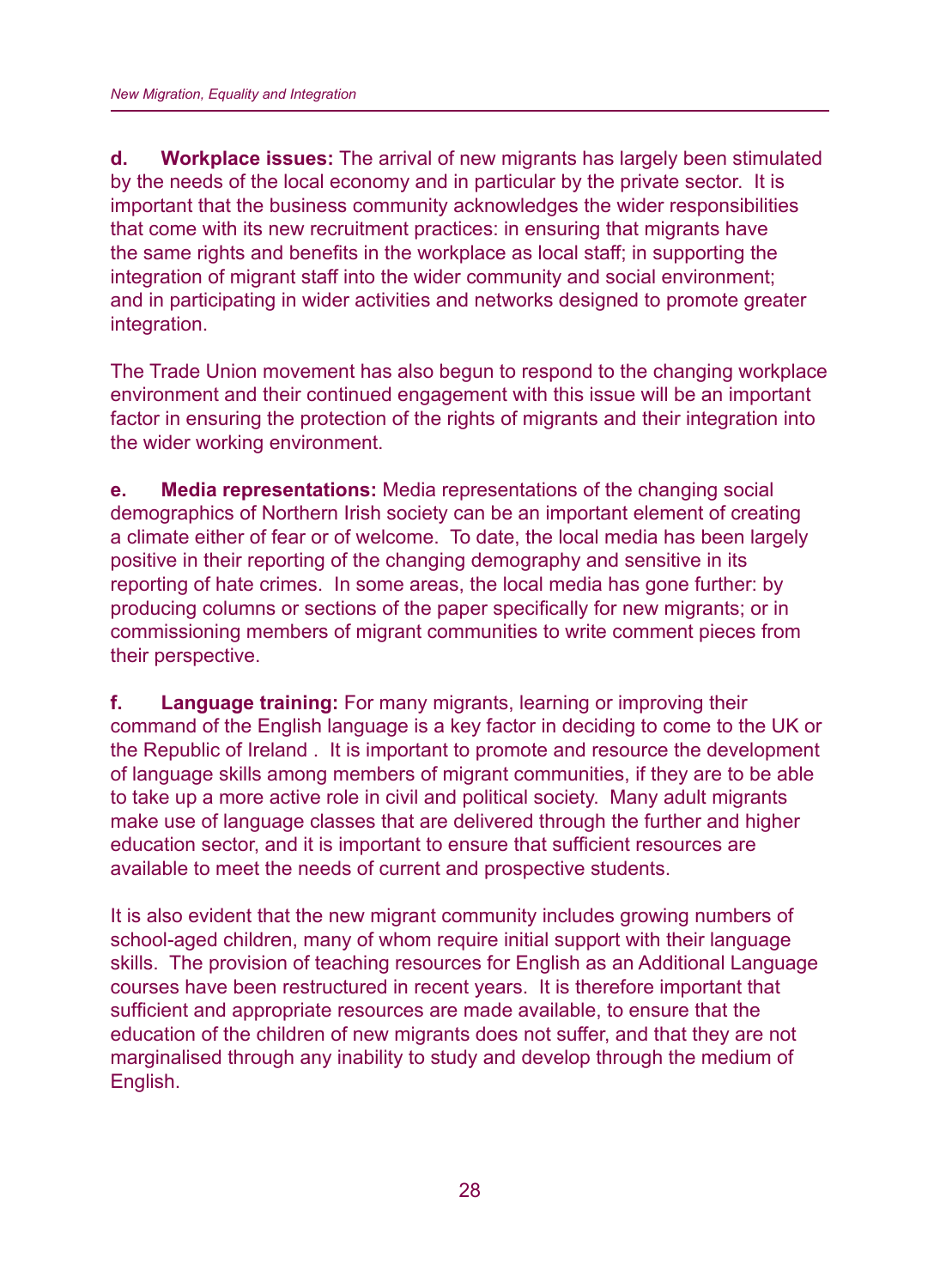**d. Workplace issues:** The arrival of new migrants has largely been stimulated by the needs of the local economy and in particular by the private sector. It is important that the business community acknowledges the wider responsibilities that come with its new recruitment practices: in ensuring that migrants have the same rights and benefits in the workplace as local staff; in supporting the integration of migrant staff into the wider community and social environment; and in participating in wider activities and networks designed to promote greater integration.

The Trade Union movement has also begun to respond to the changing workplace environment and their continued engagement with this issue will be an important factor in ensuring the protection of the rights of migrants and their integration into the wider working environment.

**e. Media representations:** Media representations of the changing social demographics of Northern Irish society can be an important element of creating a climate either of fear or of welcome. To date, the local media has been largely positive in their reporting of the changing demography and sensitive in its reporting of hate crimes. In some areas, the local media has gone further: by producing columns or sections of the paper specifically for new migrants; or in commissioning members of migrant communities to write comment pieces from their perspective.

**f. Language training:** For many migrants, learning or improving their command of the English language is a key factor in deciding to come to the UK or the Republic of Ireland . It is important to promote and resource the development of language skills among members of migrant communities, if they are to be able to take up a more active role in civil and political society. Many adult migrants make use of language classes that are delivered through the further and higher education sector, and it is important to ensure that sufficient resources are available to meet the needs of current and prospective students.

It is also evident that the new migrant community includes growing numbers of school-aged children, many of whom require initial support with their language skills. The provision of teaching resources for English as an Additional Language courses have been restructured in recent years. It is therefore important that sufficient and appropriate resources are made available, to ensure that the education of the children of new migrants does not suffer, and that they are not marginalised through any inability to study and develop through the medium of English.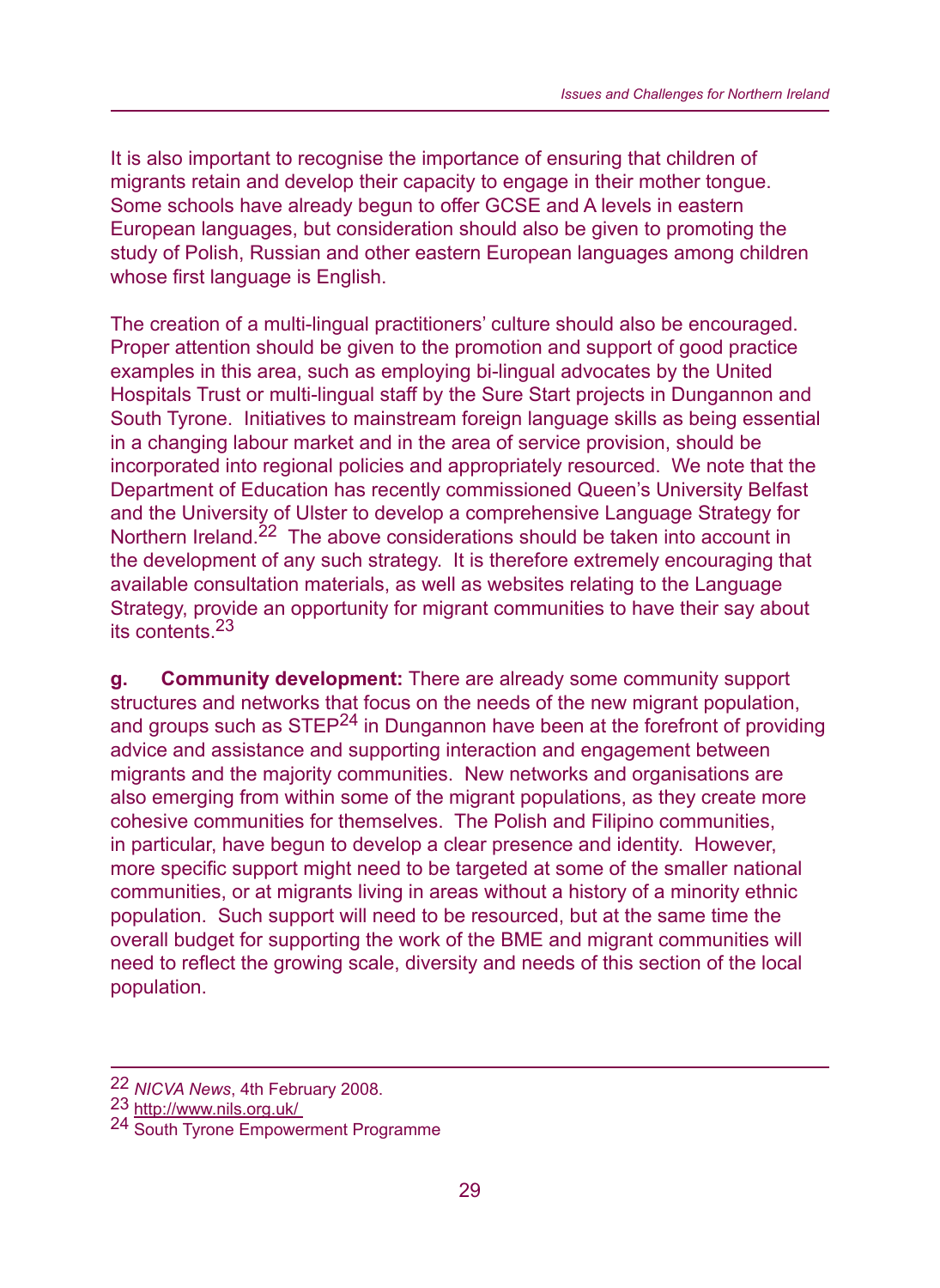It is also important to recognise the importance of ensuring that children of migrants retain and develop their capacity to engage in their mother tongue. Some schools have already begun to offer GCSE and A levels in eastern European languages, but consideration should also be given to promoting the study of Polish, Russian and other eastern European languages among children whose first language is English.

The creation of a multi-lingual practitioners' culture should also be encouraged. Proper attention should be given to the promotion and support of good practice examples in this area, such as employing bi-lingual advocates by the United Hospitals Trust or multi-lingual staff by the Sure Start projects in Dungannon and South Tyrone. Initiatives to mainstream foreign language skills as being essential in a changing labour market and in the area of service provision, should be incorporated into regional policies and appropriately resourced. We note that the Department of Education has recently commissioned Queen's University Belfast and the University of Ulster to develop a comprehensive Language Strategy for Northern Ireland.[22] The above considerations should be taken into account in the development of any such strategy. It is therefore extremely encouraging that available consultation materials, as well as websites relating to the Language Strategy, provide an opportunity for migrant communities to have their say about its contents.[23]

**g. Community development:** There are already some community support structures and networks that focus on the needs of the new migrant population, and groups such as STEP[24] in Dungannon have been at the forefront of providing advice and assistance and supporting interaction and engagement between migrants and the majority communities. New networks and organisations are also emerging from within some of the migrant populations, as they create more cohesive communities for themselves. The Polish and Filipino communities, in particular, have begun to develop a clear presence and identity. However, more specific support might need to be targeted at some of the smaller national communities, or at migrants living in areas without a history of a minority ethnic population. Such support will need to be resourced, but at the same time the overall budget for supporting the work of the BME and migrant communities will need to reflect the growing scale, diversity and needs of this section of the local population.

---

22 *NICVA News*, 4th February 2008.
23 http://www.nils.org.uk/
24 South Tyrone Empowerment Programme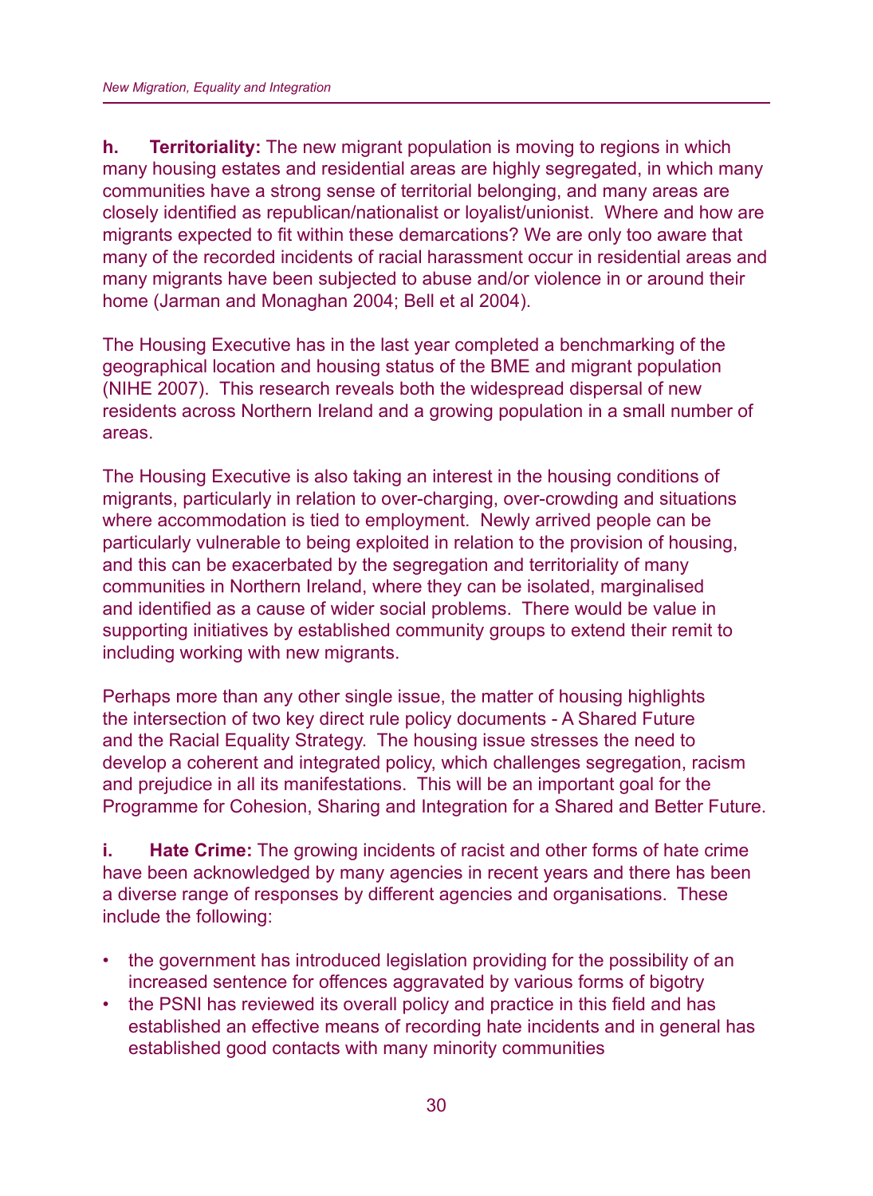**h. Territoriality:** The new migrant population is moving to regions in which many housing estates and residential areas are highly segregated, in which many communities have a strong sense of territorial belonging, and many areas are closely identified as republican/nationalist or loyalist/unionist. Where and how are migrants expected to fit within these demarcations? We are only too aware that many of the recorded incidents of racial harassment occur in residential areas and many migrants have been subjected to abuse and/or violence in or around their home (Jarman and Monaghan 2004; Bell et al 2004).

The Housing Executive has in the last year completed a benchmarking of the geographical location and housing status of the BME and migrant population (NIHE 2007). This research reveals both the widespread dispersal of new residents across Northern Ireland and a growing population in a small number of areas.

The Housing Executive is also taking an interest in the housing conditions of migrants, particularly in relation to over-charging, over-crowding and situations where accommodation is tied to employment. Newly arrived people can be particularly vulnerable to being exploited in relation to the provision of housing, and this can be exacerbated by the segregation and territoriality of many communities in Northern Ireland, where they can be isolated, marginalised and identified as a cause of wider social problems. There would be value in supporting initiatives by established community groups to extend their remit to including working with new migrants.

Perhaps more than any other single issue, the matter of housing highlights the intersection of two key direct rule policy documents - A Shared Future and the Racial Equality Strategy. The housing issue stresses the need to develop a coherent and integrated policy, which challenges segregation, racism and prejudice in all its manifestations. This will be an important goal for the Programme for Cohesion, Sharing and Integration for a Shared and Better Future.

**i. Hate Crime:** The growing incidents of racist and other forms of hate crime have been acknowledged by many agencies in recent years and there has been a diverse range of responses by different agencies and organisations. These include the following:

- the government has introduced legislation providing for the possibility of an increased sentence for offences aggravated by various forms of bigotry
- the PSNI has reviewed its overall policy and practice in this field and has established an effective means of recording hate incidents and in general has established good contacts with many minority communities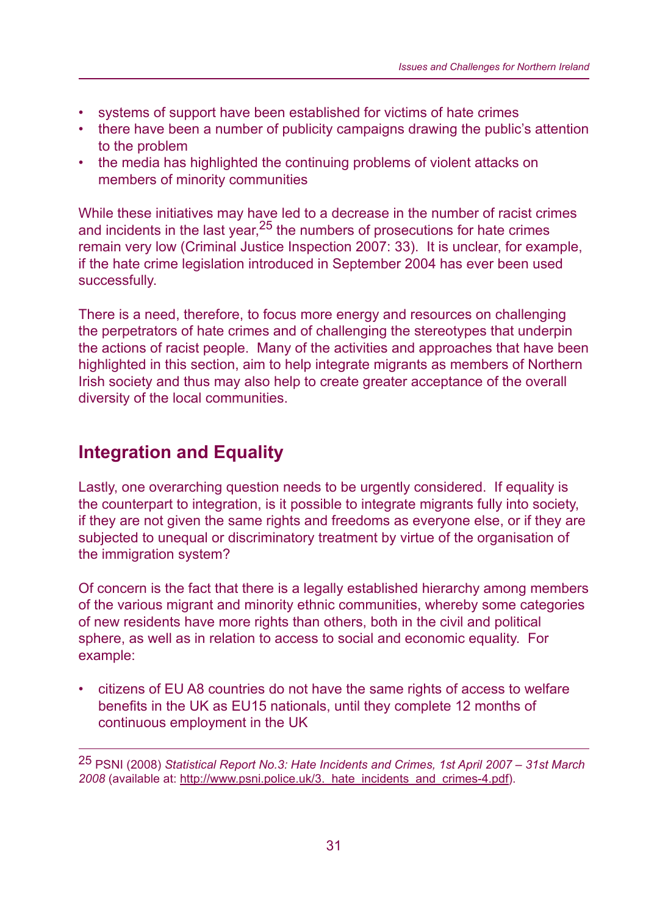- systems of support have been established for victims of hate crimes
- there have been a number of publicity campaigns drawing the public's attention to the problem
- the media has highlighted the continuing problems of violent attacks on members of minority communities

While these initiatives may have led to a decrease in the number of racist crimes and incidents in the last year,[25] the numbers of prosecutions for hate crimes remain very low (Criminal Justice Inspection 2007: 33). It is unclear, for example, if the hate crime legislation introduced in September 2004 has ever been used successfully.

There is a need, therefore, to focus more energy and resources on challenging the perpetrators of hate crimes and of challenging the stereotypes that underpin the actions of racist people. Many of the activities and approaches that have been highlighted in this section, aim to help integrate migrants as members of Northern Irish society and thus may also help to create greater acceptance of the overall diversity of the local communities.

## Integration and Equality

Lastly, one overarching question needs to be urgently considered. If equality is the counterpart to integration, is it possible to integrate migrants fully into society, if they are not given the same rights and freedoms as everyone else, or if they are subjected to unequal or discriminatory treatment by virtue of the organisation of the immigration system?

Of concern is the fact that there is a legally established hierarchy among members of the various migrant and minority ethnic communities, whereby some categories of new residents have more rights than others, both in the civil and political sphere, as well as in relation to access to social and economic equality. For example:

- citizens of EU A8 countries do not have the same rights of access to welfare benefits in the UK as EU15 nationals, until they complete 12 months of continuous employment in the UK

---

[25] PSNI (2008) *Statistical Report No.3: Hate Incidents and Crimes, 1st April 2007 – 31st March 2008* (available at: http://www.psni.police.uk/3._hate_incidents_and_crimes-4.pdf).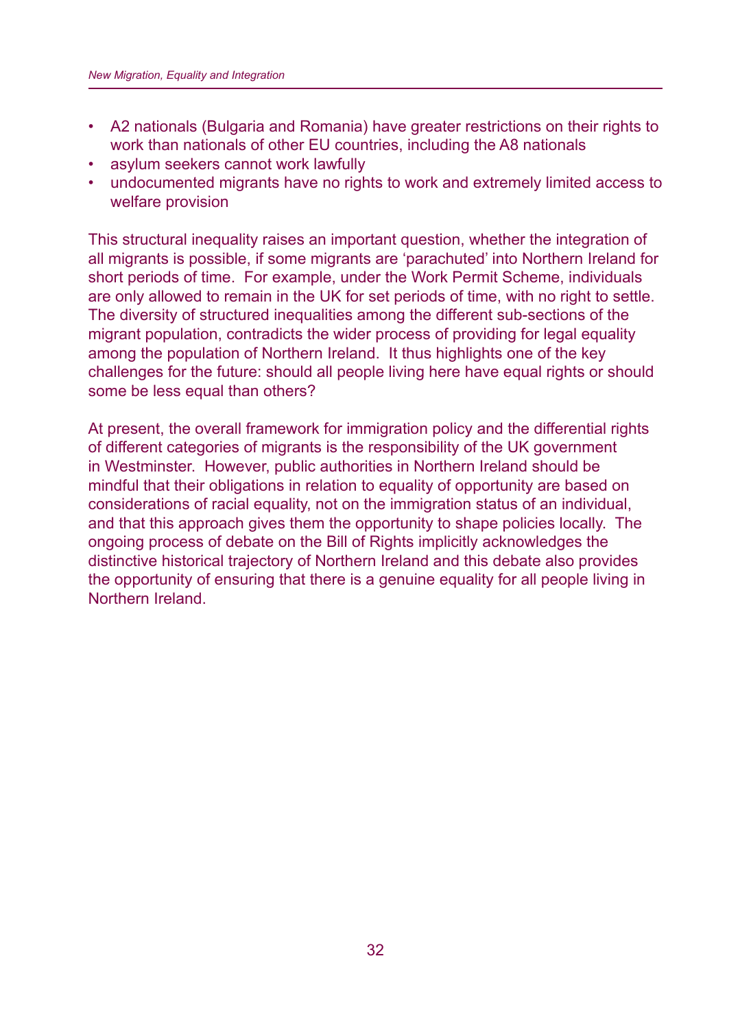- A2 nationals (Bulgaria and Romania) have greater restrictions on their rights to work than nationals of other EU countries, including the A8 nationals
- asylum seekers cannot work lawfully
- undocumented migrants have no rights to work and extremely limited access to welfare provision

This structural inequality raises an important question, whether the integration of all migrants is possible, if some migrants are 'parachuted' into Northern Ireland for short periods of time. For example, under the Work Permit Scheme, individuals are only allowed to remain in the UK for set periods of time, with no right to settle. The diversity of structured inequalities among the different sub-sections of the migrant population, contradicts the wider process of providing for legal equality among the population of Northern Ireland. It thus highlights one of the key challenges for the future: should all people living here have equal rights or should some be less equal than others?

At present, the overall framework for immigration policy and the differential rights of different categories of migrants is the responsibility of the UK government in Westminster. However, public authorities in Northern Ireland should be mindful that their obligations in relation to equality of opportunity are based on considerations of racial equality, not on the immigration status of an individual, and that this approach gives them the opportunity to shape policies locally. The ongoing process of debate on the Bill of Rights implicitly acknowledges the distinctive historical trajectory of Northern Ireland and this debate also provides the opportunity of ensuring that there is a genuine equality for all people living in Northern Ireland.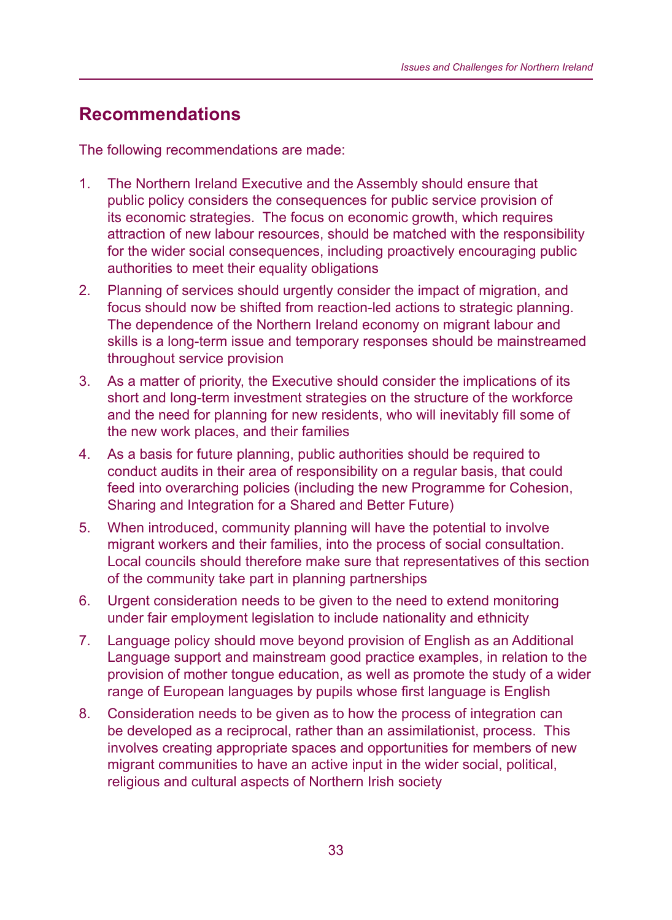## Recommendations

The following recommendations are made:

1. The Northern Ireland Executive and the Assembly should ensure that public policy considers the consequences for public service provision of its economic strategies. The focus on economic growth, which requires attraction of new labour resources, should be matched with the responsibility for the wider social consequences, including proactively encouraging public authorities to meet their equality obligations
2. Planning of services should urgently consider the impact of migration, and focus should now be shifted from reaction-led actions to strategic planning. The dependence of the Northern Ireland economy on migrant labour and skills is a long-term issue and temporary responses should be mainstreamed throughout service provision
3. As a matter of priority, the Executive should consider the implications of its short and long-term investment strategies on the structure of the workforce and the need for planning for new residents, who will inevitably fill some of the new work places, and their families
4. As a basis for future planning, public authorities should be required to conduct audits in their area of responsibility on a regular basis, that could feed into overarching policies (including the new Programme for Cohesion, Sharing and Integration for a Shared and Better Future)
5. When introduced, community planning will have the potential to involve migrant workers and their families, into the process of social consultation. Local councils should therefore make sure that representatives of this section of the community take part in planning partnerships
6. Urgent consideration needs to be given to the need to extend monitoring under fair employment legislation to include nationality and ethnicity
7. Language policy should move beyond provision of English as an Additional Language support and mainstream good practice examples, in relation to the provision of mother tongue education, as well as promote the study of a wider range of European languages by pupils whose first language is English
8. Consideration needs to be given as to how the process of integration can be developed as a reciprocal, rather than an assimilationist, process. This involves creating appropriate spaces and opportunities for members of new migrant communities to have an active input in the wider social, political, religious and cultural aspects of Northern Irish society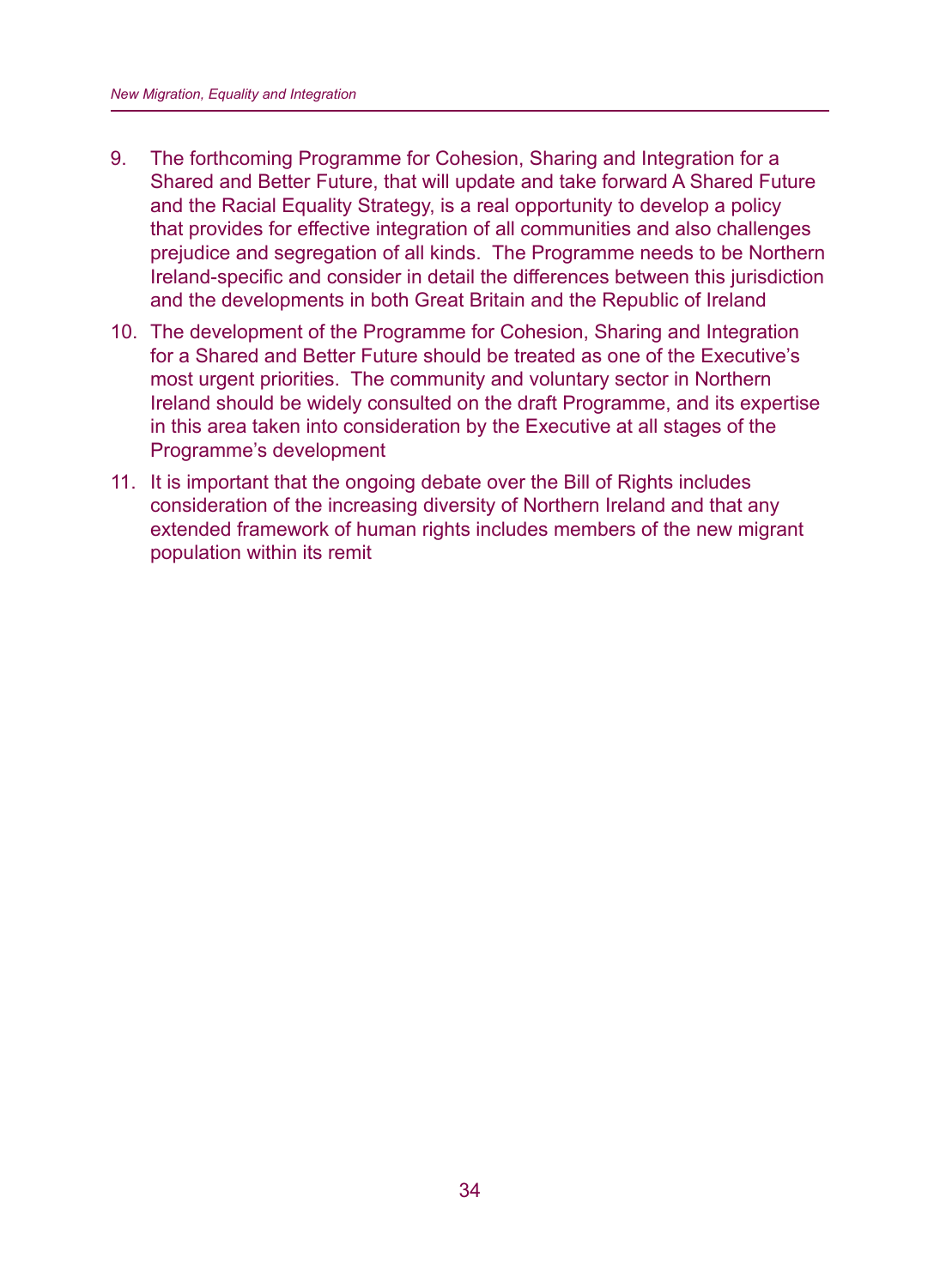9. The forthcoming Programme for Cohesion, Sharing and Integration for a Shared and Better Future, that will update and take forward A Shared Future and the Racial Equality Strategy, is a real opportunity to develop a policy that provides for effective integration of all communities and also challenges prejudice and segregation of all kinds. The Programme needs to be Northern Ireland-specific and consider in detail the differences between this jurisdiction and the developments in both Great Britain and the Republic of Ireland

10. The development of the Programme for Cohesion, Sharing and Integration for a Shared and Better Future should be treated as one of the Executive's most urgent priorities. The community and voluntary sector in Northern Ireland should be widely consulted on the draft Programme, and its expertise in this area taken into consideration by the Executive at all stages of the Programme's development

11. It is important that the ongoing debate over the Bill of Rights includes consideration of the increasing diversity of Northern Ireland and that any extended framework of human rights includes members of the new migrant population within its remit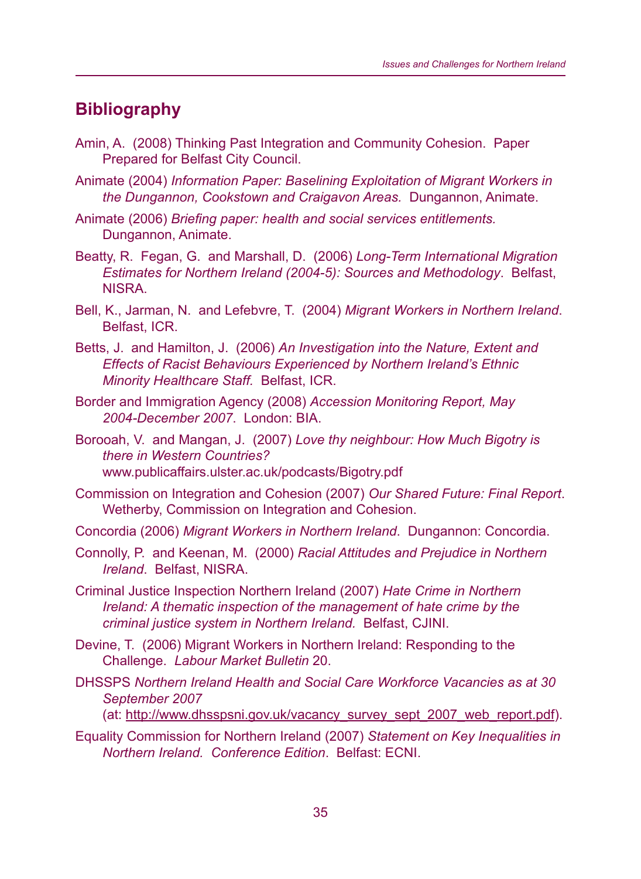## Bibliography

Amin, A. (2008) Thinking Past Integration and Community Cohesion. Paper Prepared for Belfast City Council.

Animate (2004) *Information Paper: Baselining Exploitation of Migrant Workers in the Dungannon, Cookstown and Craigavon Areas.* Dungannon, Animate.

Animate (2006) *Briefing paper: health and social services entitlements.* Dungannon, Animate.

Beatty, R. Fegan, G. and Marshall, D. (2006) *Long-Term International Migration Estimates for Northern Ireland (2004-5): Sources and Methodology*. Belfast, NISRA.

Bell, K., Jarman, N. and Lefebvre, T. (2004) *Migrant Workers in Northern Ireland*. Belfast, ICR.

Betts, J. and Hamilton, J. (2006) *An Investigation into the Nature, Extent and Effects of Racist Behaviours Experienced by Northern Ireland's Ethnic Minority Healthcare Staff.* Belfast, ICR.

Border and Immigration Agency (2008) *Accession Monitoring Report, May 2004-December 2007*. London: BIA.

Borooah, V. and Mangan, J. (2007) *Love thy neighbour: How Much Bigotry is there in Western Countries?* www.publicaffairs.ulster.ac.uk/podcasts/Bigotry.pdf

Commission on Integration and Cohesion (2007) *Our Shared Future: Final Report*. Wetherby, Commission on Integration and Cohesion.

Concordia (2006) *Migrant Workers in Northern Ireland*. Dungannon: Concordia.

Connolly, P. and Keenan, M. (2000) *Racial Attitudes and Prejudice in Northern Ireland*. Belfast, NISRA.

Criminal Justice Inspection Northern Ireland (2007) *Hate Crime in Northern Ireland: A thematic inspection of the management of hate crime by the criminal justice system in Northern Ireland.* Belfast, CJINI.

Devine, T. (2006) Migrant Workers in Northern Ireland: Responding to the Challenge. *Labour Market Bulletin* 20.

DHSSPS *Northern Ireland Health and Social Care Workforce Vacancies as at 30 September 2007* (at: http://www.dhsspsni.gov.uk/vacancy_survey_sept_2007_web_report.pdf).

Equality Commission for Northern Ireland (2007) *Statement on Key Inequalities in Northern Ireland. Conference Edition*. Belfast: ECNI.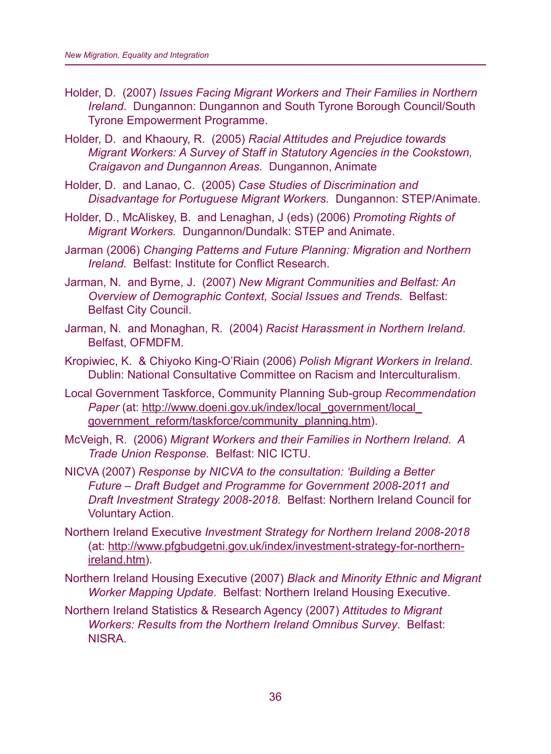Holder, D. (2007) *Issues Facing Migrant Workers and Their Families in Northern Ireland*. Dungannon: Dungannon and South Tyrone Borough Council/South Tyrone Empowerment Programme.

Holder, D. and Khaoury, R. (2005) *Racial Attitudes and Prejudice towards Migrant Workers: A Survey of Staff in Statutory Agencies in the Cookstown, Craigavon and Dunganon Areas.* Dungannon, Animate

Holder, D. and Lanao, C. (2005) *Case Studies of Discrimination and Disadvantage for Portuguese Migrant Workers.* Dungannon: STEP/Animate.

Holder, D., McAliskey, B. and Lenaghan, J (eds) (2006) *Promoting Rights of Migrant Workers.* Dungannon/Dundalk: STEP and Animate.

Jarman (2006) *Changing Patterns and Future Planning: Migration and Northern Ireland.* Belfast: Institute for Conflict Research.

Jarman, N. and Byrne, J. (2007) *New Migrant Communities and Belfast: An Overview of Demographic Context, Social Issues and Trends.* Belfast: Belfast City Council.

Jarman, N. and Monaghan, R. (2004) *Racist Harassment in Northern Ireland*. Belfast, OFMDFM.

Kropiwiec, K. & Chiyoko King-O'Riain (2006) *Polish Migrant Workers in Ireland*. Dublin: National Consultative Committee on Racism and Interculturalism.

Local Government Taskforce, Community Planning Sub-group *Recommendation Paper* (at: http://www.doeni.gov.uk/index/local_government/local_government_reform/taskforce/community_planning.htm).

McVeigh, R. (2006) *Migrant Workers and their Families in Northern Ireland. A Trade Union Response.* Belfast: NIC ICTU.

NICVA (2007) *Response by NICVA to the consultation: 'Building a Better Future – Draft Budget and Programme for Government 2008-2011 and Draft Investment Strategy 2008-2018.* Belfast: Northern Ireland Council for Voluntary Action.

Northern Ireland Executive *Investment Strategy for Northern Ireland 2008-2018* (at: http://www.pfgbudgetni.gov.uk/index/investment-strategy-for-northern-ireland.htm).

Northern Ireland Housing Executive (2007) *Black and Minority Ethnic and Migrant Worker Mapping Update*. Belfast: Northern Ireland Housing Executive.

Northern Ireland Statistics & Research Agency (2007) *Attitudes to Migrant Workers: Results from the Northern Ireland Omnibus Survey*. Belfast: NISRA.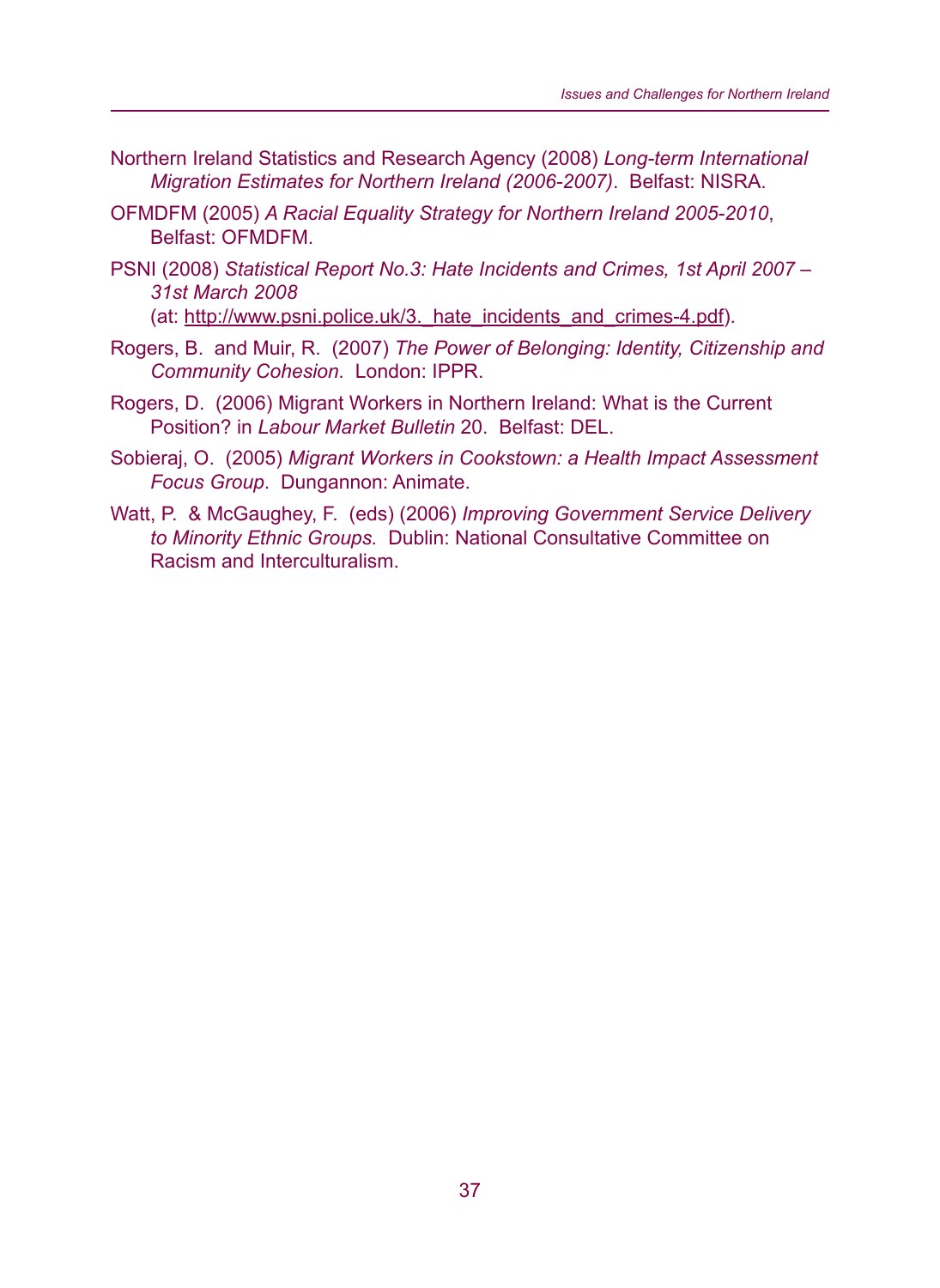Northern Ireland Statistics and Research Agency (2008) *Long-term International Migration Estimates for Northern Ireland (2006-2007)*. Belfast: NISRA.

OFMDFM (2005) *A Racial Equality Strategy for Northern Ireland 2005-2010*, Belfast: OFMDFM.

PSNI (2008) *Statistical Report No.3: Hate Incidents and Crimes, 1st April 2007 – 31st March 2008* (at: http://www.psni.police.uk/3._hate_incidents_and_crimes-4.pdf).

Rogers, B. and Muir, R. (2007) *The Power of Belonging: Identity, Citizenship and Community Cohesion.* London: IPPR.

Rogers, D. (2006) Migrant Workers in Northern Ireland: What is the Current Position? in *Labour Market Bulletin* 20. Belfast: DEL.

Sobieraj, O. (2005) *Migrant Workers in Cookstown: a Health Impact Assessment Focus Group.* Dungannon: Animate.

Watt, P. & McGaughey, F. (eds) (2006) *Improving Government Service Delivery to Minority Ethnic Groups.* Dublin: National Consultative Committee on Racism and Interculturalism.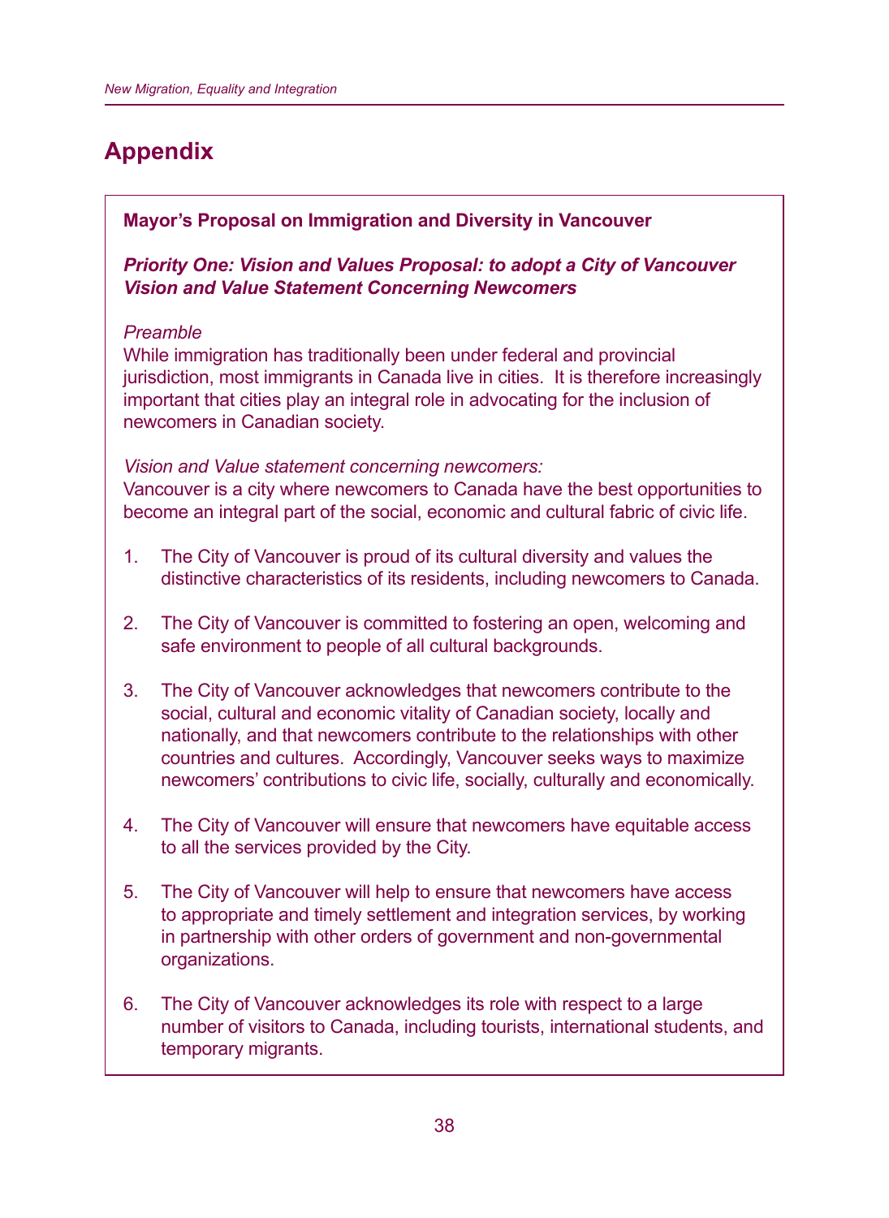# Appendix

**Mayor's Proposal on Immigration and Diversity in Vancouver**

***Priority One: Vision and Values Proposal: to adopt a City of Vancouver Vision and Value Statement Concerning Newcomers***

*Preamble*

While immigration has traditionally been under federal and provincial jurisdiction, most immigrants in Canada live in cities. It is therefore increasingly important that cities play an integral role in advocating for the inclusion of newcomers in Canadian society.

*Vision and Value statement concerning newcomers:*

Vancouver is a city where newcomers to Canada have the best opportunities to become an integral part of the social, economic and cultural fabric of civic life.

1. The City of Vancouver is proud of its cultural diversity and values the distinctive characteristics of its residents, including newcomers to Canada.

2. The City of Vancouver is committed to fostering an open, welcoming and safe environment to people of all cultural backgrounds.

3. The City of Vancouver acknowledges that newcomers contribute to the social, cultural and economic vitality of Canadian society, locally and nationally, and that newcomers contribute to the relationships with other countries and cultures. Accordingly, Vancouver seeks ways to maximize newcomers' contributions to civic life, socially, culturally and economically.

4. The City of Vancouver will ensure that newcomers have equitable access to all the services provided by the City.

5. The City of Vancouver will help to ensure that newcomers have access to appropriate and timely settlement and integration services, by working in partnership with other orders of government and non-governmental organizations.

6. The City of Vancouver acknowledges its role with respect to a large number of visitors to Canada, including tourists, international students, and temporary migrants.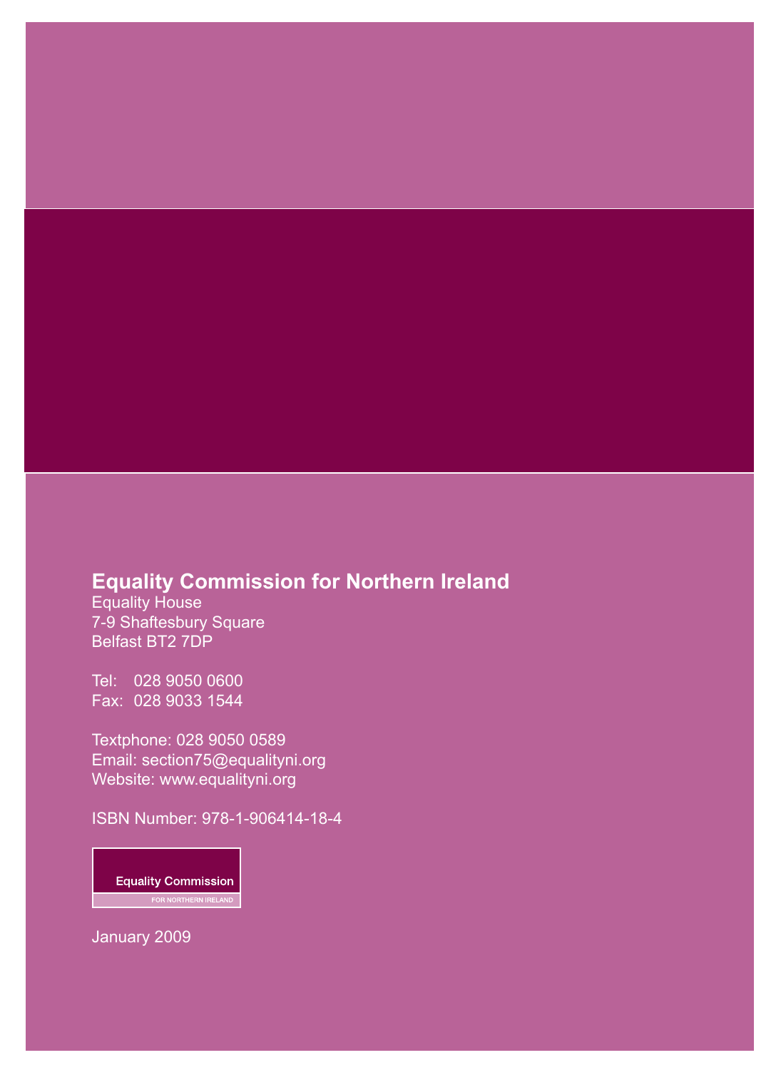**Equality Commission for Northern Ireland**
Equality House
7-9 Shaftesbury Square
Belfast BT2 7DP

Tel: 028 9050 0600
Fax: 028 9033 1544

Textphone: 028 9050 0589
Email: section75@equalityni.org
Website: www.equalityni.org

ISBN Number: 978-1-906414-18-4

Equality Commission
FOR NORTHERN IRELAND

January 2009